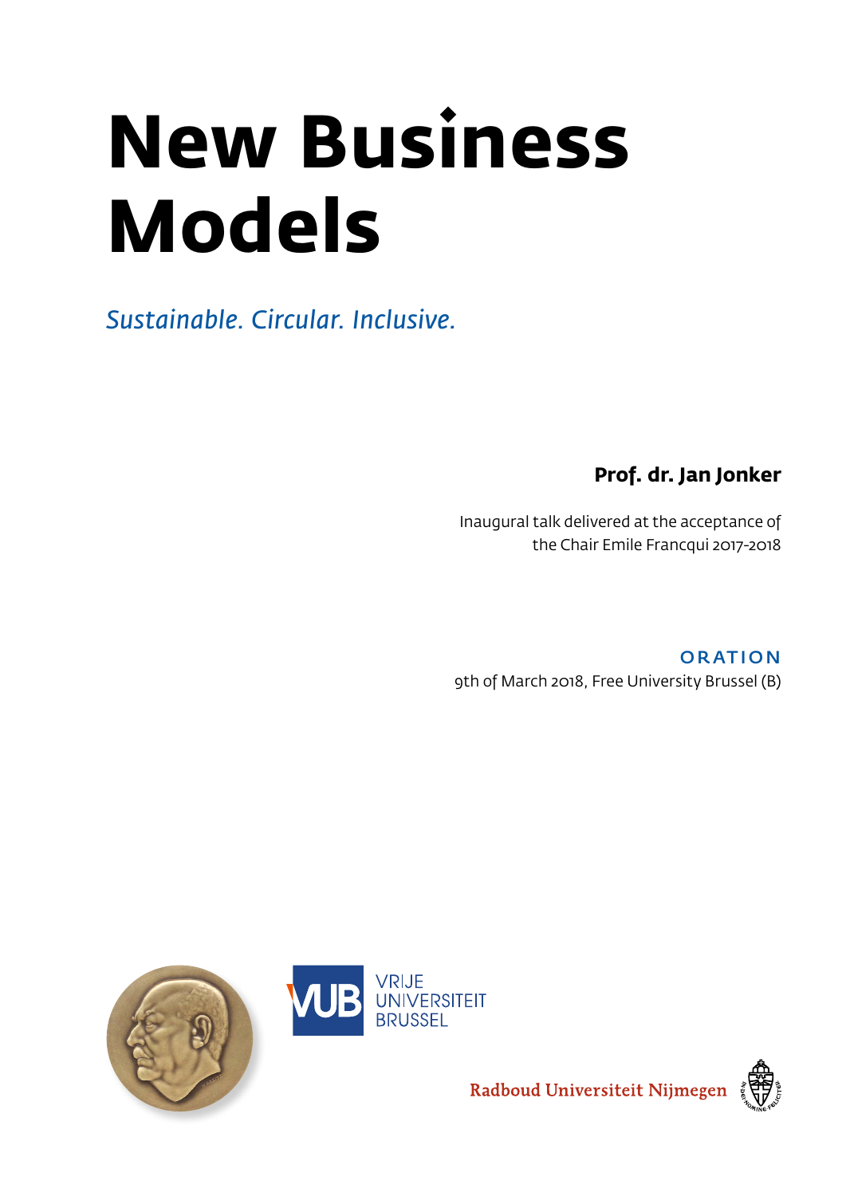# New Business Models

*Sustainable. Circular. Inclusive.*

**Prof. dr. Jan Jonker**

Inaugural talk delivered at the acceptance of the Chair Emile Francqui 2017-2018

ORATION

9th of March 2018, Free University Brussel (B)

VRIJE UNIVERSITEIT BRUSSEL

Radboud Universiteit Nijmegen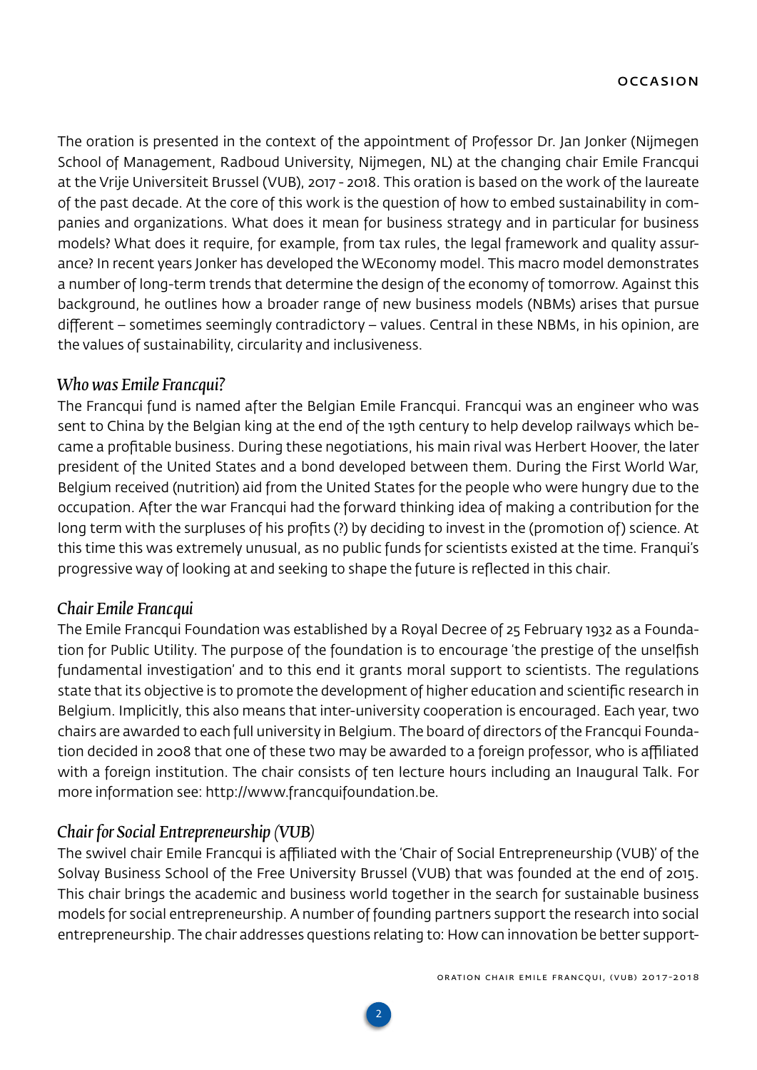## OCCASION

The oration is presented in the context of the appointment of Professor Dr. Jan Jonker (Nijmegen School of Management, Radboud University, Nijmegen, NL) at the changing chair Emile Francqui at the Vrije Universiteit Brussel (VUB), 2017 - 2018. This oration is based on the work of the laureate of the past decade. At the core of this work is the question of how to embed sustainability in companies and organizations. What does it mean for business strategy and in particular for business models? What does it require, for example, from tax rules, the legal framework and quality assurance? In recent years Jonker has developed the WEconomy model. This macro model demonstrates a number of long-term trends that determine the design of the economy of tomorrow. Against this background, he outlines how a broader range of new business models (NBMs) arises that pursue different – sometimes seemingly contradictory – values. Central in these NBMs, in his opinion, are the values of sustainability, circularity and inclusiveness.

### *Who was Emile Francqui?*

The Francqui fund is named after the Belgian Emile Francqui. Francqui was an engineer who was sent to China by the Belgian king at the end of the 19th century to help develop railways which became a profitable business. During these negotiations, his main rival was Herbert Hoover, the later president of the United States and a bond developed between them. During the First World War, Belgium received (nutrition) aid from the United States for the people who were hungry due to the occupation. After the war Francqui had the forward thinking idea of making a contribution for the long term with the surpluses of his profits (?) by deciding to invest in the (promotion of) science. At this time this was extremely unusual, as no public funds for scientists existed at the time. Franqui's progressive way of looking at and seeking to shape the future is reflected in this chair.

### *Chair Emile Francqui*

The Emile Francqui Foundation was established by a Royal Decree of 25 February 1932 as a Foundation for Public Utility. The purpose of the foundation is to encourage 'the prestige of the unselfish fundamental investigation' and to this end it grants moral support to scientists. The regulations state that its objective is to promote the development of higher education and scientific research in Belgium. Implicitly, this also means that inter-university cooperation is encouraged. Each year, two chairs are awarded to each full university in Belgium. The board of directors of the Francqui Foundation decided in 2008 that one of these two may be awarded to a foreign professor, who is affiliated with a foreign institution. The chair consists of ten lecture hours including an Inaugural Talk. For more information see: http://www.francquifoundation.be.

### *Chair for Social Entrepreneurship (VUB)*

The swivel chair Emile Francqui is affiliated with the 'Chair of Social Entrepreneurship (VUB)' of the Solvay Business School of the Free University Brussel (VUB) that was founded at the end of 2015. This chair brings the academic and business world together in the search for sustainable business models for social entrepreneurship. A number of founding partners support the research into social entrepreneurship. The chair addresses questions relating to: How can innovation be better support-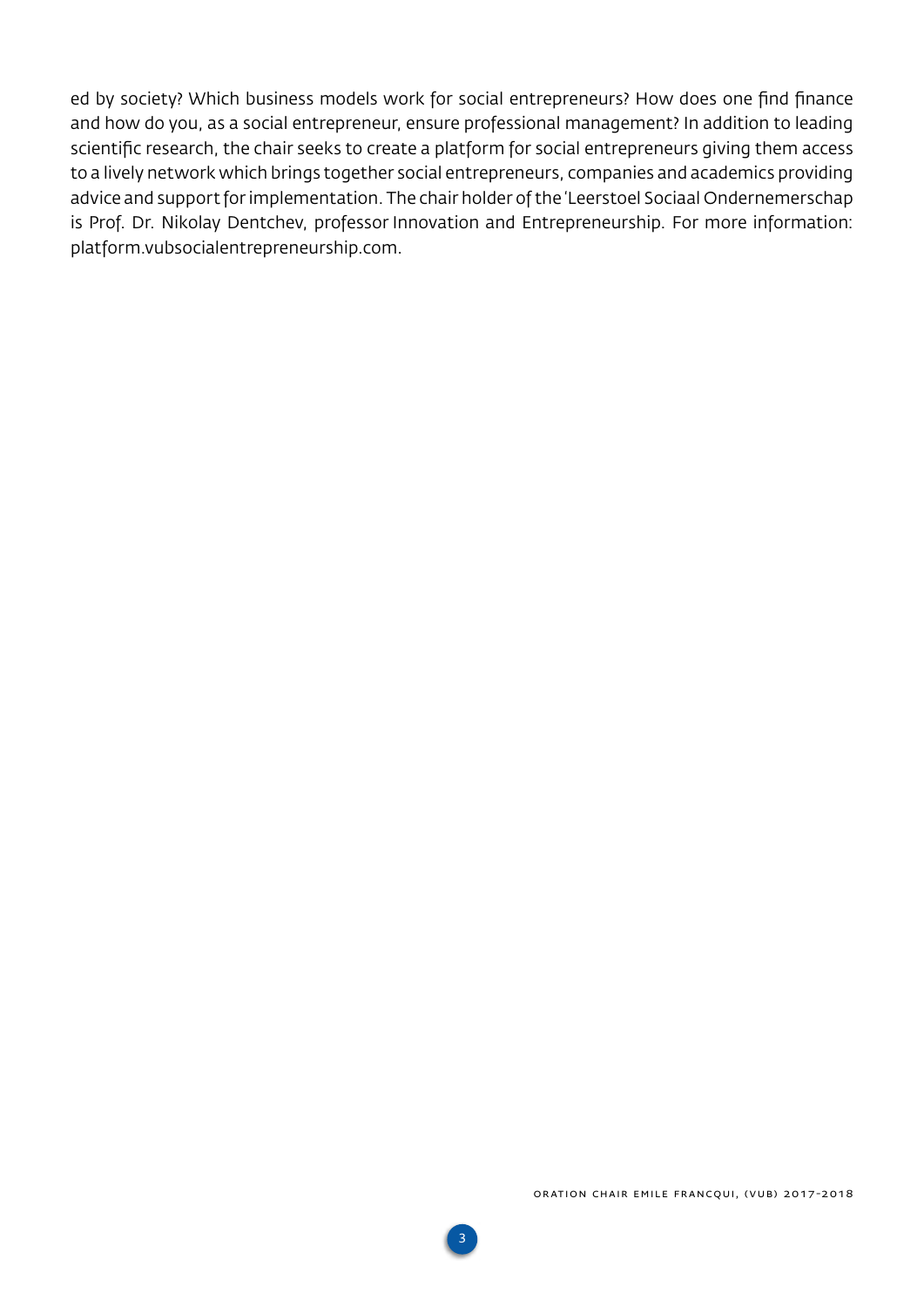ed by society? Which business models work for social entrepreneurs? How does one find finance and how do you, as a social entrepreneur, ensure professional management? In addition to leading scientific research, the chair seeks to create a platform for social entrepreneurs giving them access to a lively network which brings together social entrepreneurs, companies and academics providing advice and support for implementation. The chair holder of the 'Leerstoel Sociaal Ondernemerschap is Prof. Dr. Nikolay Dentchev, professor Innovation and Entrepreneurship. For more information: platform.vubsocialentrepreneurship.com.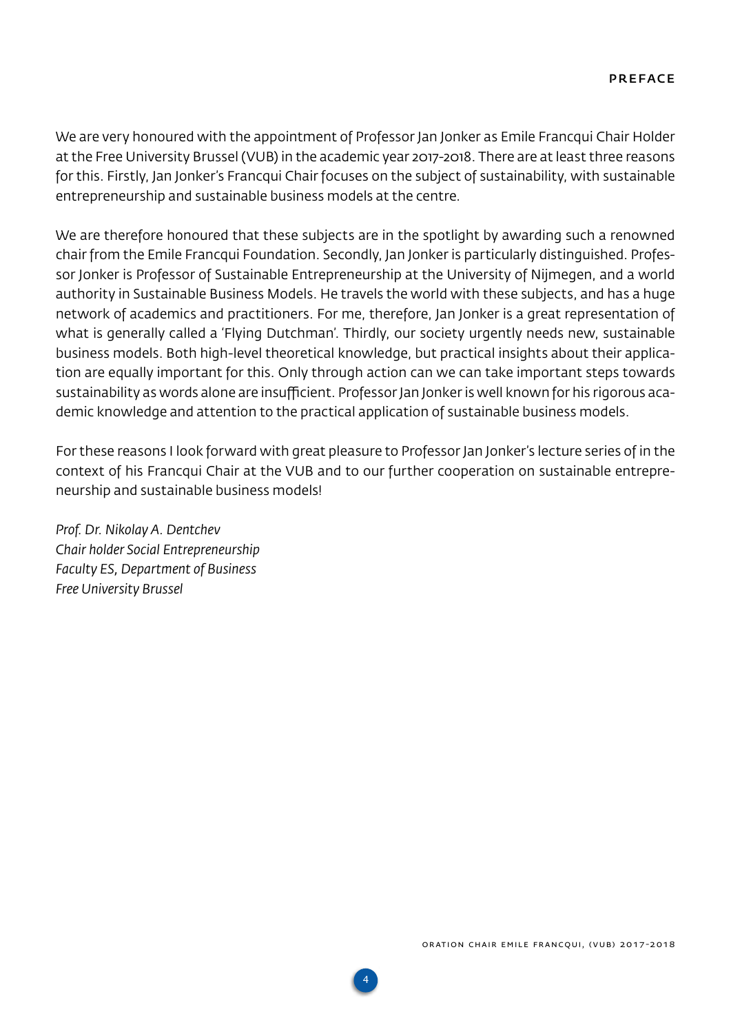# PREFACE

We are very honoured with the appointment of Professor Jan Jonker as Emile Francqui Chair Holder at the Free University Brussel (VUB) in the academic year 2017-2018. There are at least three reasons for this. Firstly, Jan Jonker's Francqui Chair focuses on the subject of sustainability, with sustainable entrepreneurship and sustainable business models at the centre.

We are therefore honoured that these subjects are in the spotlight by awarding such a renowned chair from the Emile Francqui Foundation. Secondly, Jan Jonker is particularly distinguished. Professor Jonker is Professor of Sustainable Entrepreneurship at the University of Nijmegen, and a world authority in Sustainable Business Models. He travels the world with these subjects, and has a huge network of academics and practitioners. For me, therefore, Jan Jonker is a great representation of what is generally called a 'Flying Dutchman'. Thirdly, our society urgently needs new, sustainable business models. Both high-level theoretical knowledge, but practical insights about their application are equally important for this. Only through action can we can take important steps towards sustainability as words alone are insufficient. Professor Jan Jonker is well known for his rigorous academic knowledge and attention to the practical application of sustainable business models.

For these reasons I look forward with great pleasure to Professor Jan Jonker's lecture series of in the context of his Francqui Chair at the VUB and to our further cooperation on sustainable entrepreneurship and sustainable business models!

*Prof. Dr. Nikolay A. Dentchev*
*Chair holder Social Entrepreneurship*
*Faculty ES, Department of Business*
*Free University Brussel*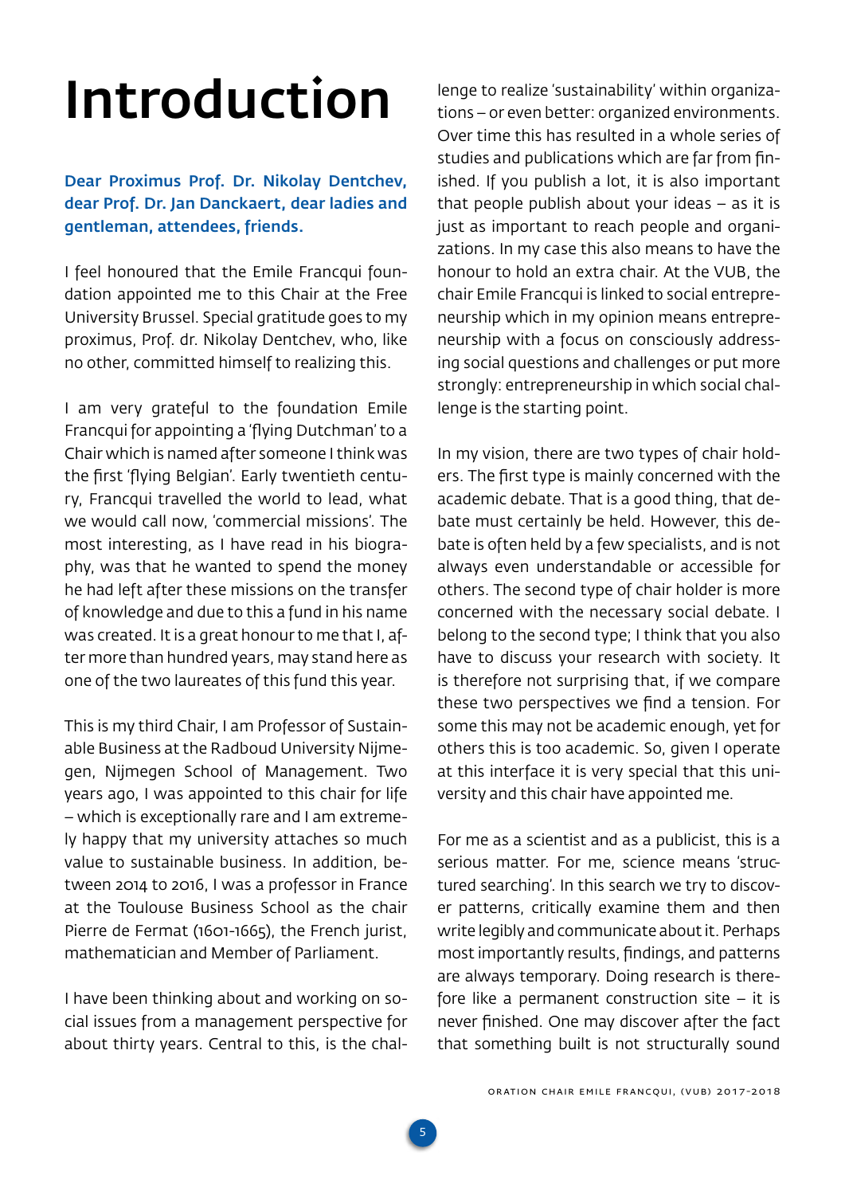# Introduction

**Dear Proximus Prof. Dr. Nikolay Dentchev, dear Prof. Dr. Jan Danckaert, dear ladies and gentleman, attendees, friends.**

I feel honoured that the Emile Francqui foundation appointed me to this Chair at the Free University Brussel. Special gratitude goes to my proximus, Prof. dr. Nikolay Dentchev, who, like no other, committed himself to realizing this.

I am very grateful to the foundation Emile Francqui for appointing a 'flying Dutchman' to a Chair which is named after someone I think was the first 'flying Belgian'. Early twentieth century, Francqui travelled the world to lead, what we would call now, 'commercial missions'. The most interesting, as I have read in his biography, was that he wanted to spend the money he had left after these missions on the transfer of knowledge and due to this a fund in his name was created. It is a great honour to me that I, after more than hundred years, may stand here as one of the two laureates of this fund this year.

This is my third Chair, I am Professor of Sustainable Business at the Radboud University Nijmegen, Nijmegen School of Management. Two years ago, I was appointed to this chair for life – which is exceptionally rare and I am extremely happy that my university attaches so much value to sustainable business. In addition, between 2014 to 2016, I was a professor in France at the Toulouse Business School as the chair Pierre de Fermat (1601-1665), the French jurist, mathematician and Member of Parliament.

I have been thinking about and working on social issues from a management perspective for about thirty years. Central to this, is the challenge to realize 'sustainability' within organizations – or even better: organized environments. Over time this has resulted in a whole series of studies and publications which are far from finished. If you publish a lot, it is also important that people publish about your ideas – as it is just as important to reach people and organizations. In my case this also means to have the honour to hold an extra chair. At the VUB, the chair Emile Francqui is linked to social entrepreneurship which in my opinion means entrepreneurship with a focus on consciously addressing social questions and challenges or put more strongly: entrepreneurship in which social challenge is the starting point.

In my vision, there are two types of chair holders. The first type is mainly concerned with the academic debate. That is a good thing, that debate must certainly be held. However, this debate is often held by a few specialists, and is not always even understandable or accessible for others. The second type of chair holder is more concerned with the necessary social debate. I belong to the second type; I think that you also have to discuss your research with society. It is therefore not surprising that, if we compare these two perspectives we find a tension. For some this may not be academic enough, yet for others this is too academic. So, given I operate at this interface it is very special that this university and this chair have appointed me.

For me as a scientist and as a publicist, this is a serious matter. For me, science means 'structured searching'. In this search we try to discover patterns, critically examine them and then write legibly and communicate about it. Perhaps most importantly results, findings, and patterns are always temporary. Doing research is therefore like a permanent construction site – it is never finished. One may discover after the fact that something built is not structurally sound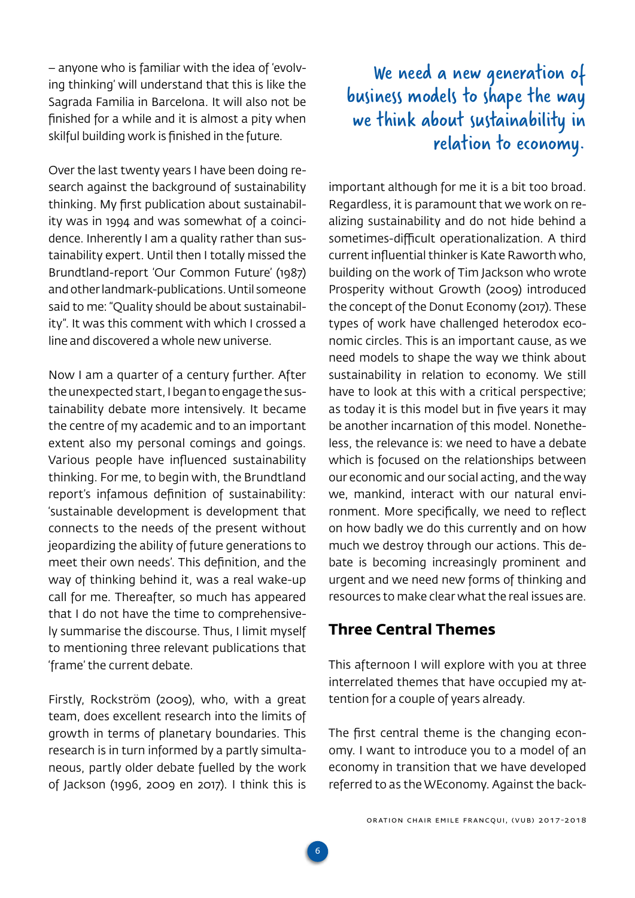– anyone who is familiar with the idea of 'evolving thinking' will understand that this is like the Sagrada Familia in Barcelona. It will also not be finished for a while and it is almost a pity when skilful building work is finished in the future.

Over the last twenty years I have been doing research against the background of sustainability thinking. My first publication about sustainability was in 1994 and was somewhat of a coincidence. Inherently I am a quality rather than sustainability expert. Until then I totally missed the Brundtland-report 'Our Common Future' (1987) and other landmark-publications. Until someone said to me: "Quality should be about sustainability". It was this comment with which I crossed a line and discovered a whole new universe.

Now I am a quarter of a century further. After the unexpected start, I began to engage the sustainability debate more intensively. It became the centre of my academic and to an important extent also my personal comings and goings. Various people have influenced sustainability thinking. For me, to begin with, the Brundtland report's infamous definition of sustainability: 'sustainable development is development that connects to the needs of the present without jeopardizing the ability of future generations to meet their own needs'. This definition, and the way of thinking behind it, was a real wake-up call for me. Thereafter, so much has appeared that I do not have the time to comprehensively summarise the discourse. Thus, I limit myself to mentioning three relevant publications that 'frame' the current debate.

Firstly, Rockström (2009), who, with a great team, does excellent research into the limits of growth in terms of planetary boundaries. This research is in turn informed by a partly simultaneous, partly older debate fuelled by the work of Jackson (1996, 2009 en 2017). I think this is important although for me it is a bit too broad. Regardless, it is paramount that we work on realizing sustainability and do not hide behind a sometimes-difficult operationalization. A third current influential thinker is Kate Raworth who, building on the work of Tim Jackson who wrote Prosperity without Growth (2009) introduced the concept of the Donut Economy (2017). These types of work have challenged heterodox economic circles. This is an important cause, as we need models to shape the way we think about sustainability in relation to economy. We still have to look at this with a critical perspective; as today it is this model but in five years it may be another incarnation of this model. Nonetheless, the relevance is: we need to have a debate which is focused on the relationships between our economic and our social acting, and the way we, mankind, interact with our natural environment. More specifically, we need to reflect on how badly we do this currently and on how much we destroy through our actions. This debate is becoming increasingly prominent and urgent and we need new forms of thinking and resources to make clear what the real issues are.

*We need a new generation of business models to shape the way we think about sustainability in relation to economy.*

## Three Central Themes

This afternoon I will explore with you at three interrelated themes that have occupied my attention for a couple of years already.

The first central theme is the changing economy. I want to introduce you to a model of an economy in transition that we have developed referred to as the WEconomy. Against the back-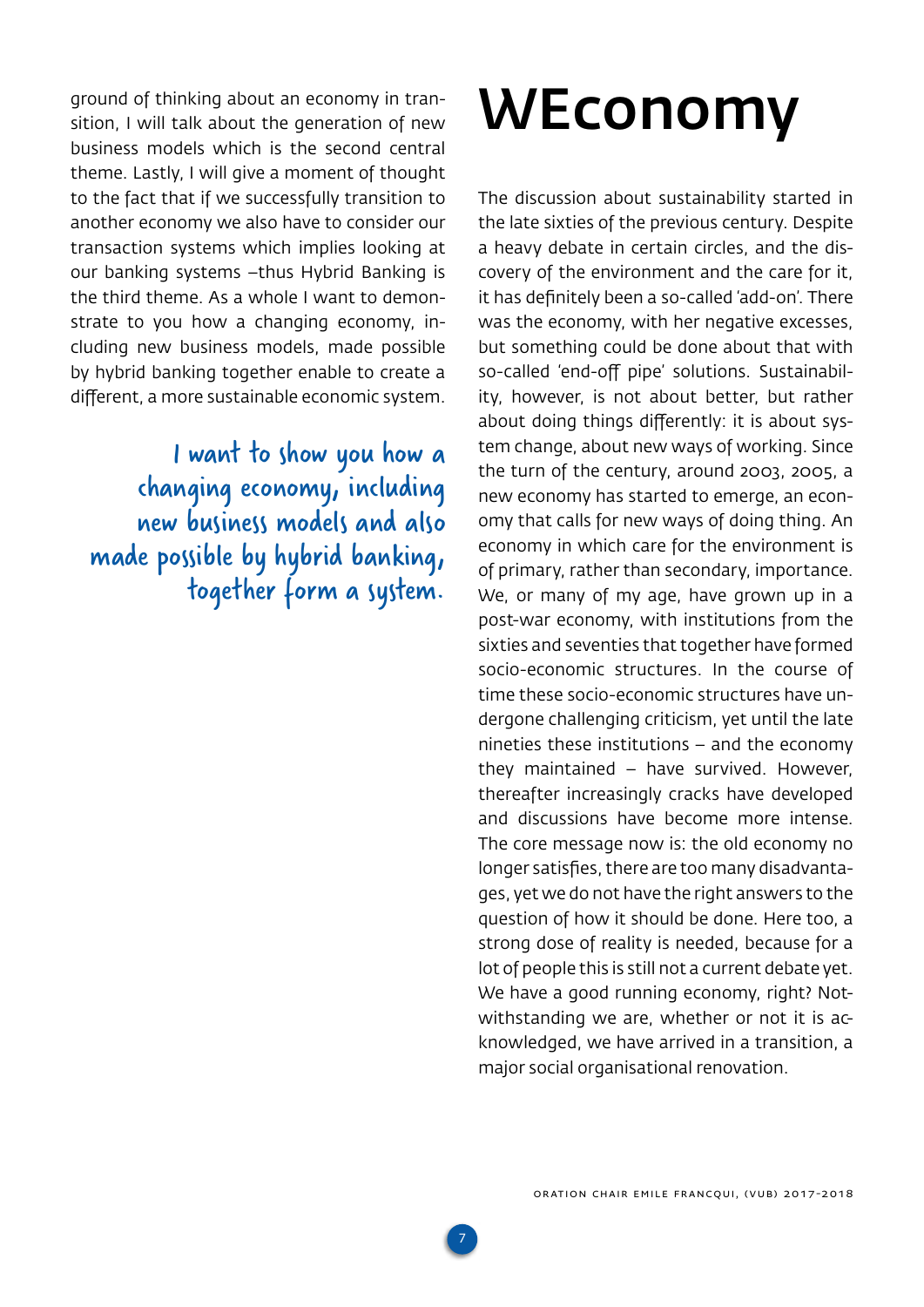ground of thinking about an economy in transition, I will talk about the generation of new business models which is the second central theme. Lastly, I will give a moment of thought to the fact that if we successfully transition to another economy we also have to consider our transaction systems which implies looking at our banking systems –thus Hybrid Banking is the third theme. As a whole I want to demonstrate to you how a changing economy, including new business models, made possible by hybrid banking together enable to create a different, a more sustainable economic system.

*I want to show you how a changing economy, including new business models and also made possible by hybrid banking, together form a system.*

# WEconomy

The discussion about sustainability started in the late sixties of the previous century. Despite a heavy debate in certain circles, and the discovery of the environment and the care for it, it has definitely been a so-called 'add-on'. There was the economy, with her negative excesses, but something could be done about that with so-called 'end-off pipe' solutions. Sustainability, however, is not about better, but rather about doing things differently: it is about system change, about new ways of working. Since the turn of the century, around 2003, 2005, a new economy has started to emerge, an economy that calls for new ways of doing thing. An economy in which care for the environment is of primary, rather than secondary, importance. We, or many of my age, have grown up in a post-war economy, with institutions from the sixties and seventies that together have formed socio-economic structures. In the course of time these socio-economic structures have undergone challenging criticism, yet until the late nineties these institutions – and the economy they maintained – have survived. However, thereafter increasingly cracks have developed and discussions have become more intense. The core message now is: the old economy no longer satisfies, there are too many disadvantages, yet we do not have the right answers to the question of how it should be done. Here too, a strong dose of reality is needed, because for a lot of people this is still not a current debate yet. We have a good running economy, right? Notwithstanding we are, whether or not it is acknowledged, we have arrived in a transition, a major social organisational renovation.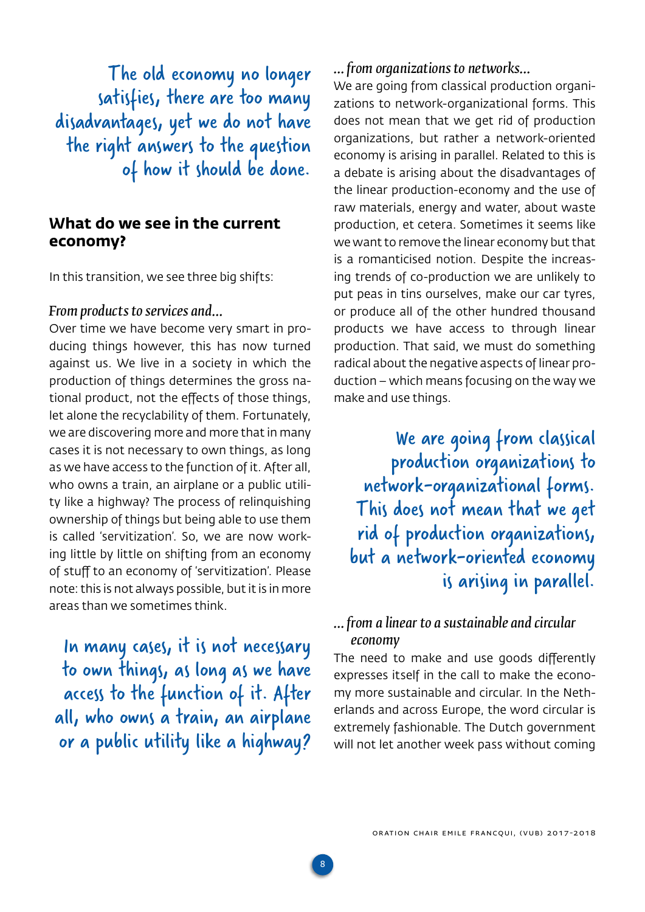> The old economy no longer satisfies, there are too many disadvantages, yet we do not have the right answers to the question of how it should be done.

## What do we see in the current economy?

In this transition, we see three big shifts:

*From products to services and...*

Over time we have become very smart in producing things however, this has now turned against us. We live in a society in which the production of things determines the gross national product, not the effects of those things, let alone the recyclability of them. Fortunately, we are discovering more and more that in many cases it is not necessary to own things, as long as we have access to the function of it. After all, who owns a train, an airplane or a public utility like a highway? The process of relinquishing ownership of things but being able to use them is called 'servitization'. So, we are now working little by little on shifting from an economy of stuff to an economy of 'servitization'. Please note: this is not always possible, but it is in more areas than we sometimes think.

> In many cases, it is not necessary to own things, as long as we have access to the function of it. After all, who owns a train, an airplane or a public utility like a highway?

*... from organizations to networks...*

We are going from classical production organizations to network-organizational forms. This does not mean that we get rid of production organizations, but rather a network-oriented economy is arising in parallel. Related to this is a debate is arising about the disadvantages of the linear production-economy and the use of raw materials, energy and water, about waste production, et cetera. Sometimes it seems like we want to remove the linear economy but that is a romanticised notion. Despite the increasing trends of co-production we are unlikely to put peas in tins ourselves, make our car tyres, or produce all of the other hundred thousand products we have access to through linear production. That said, we must do something radical about the negative aspects of linear production – which means focusing on the way we make and use things.

> We are going from classical production organizations to network-organizational forms. This does not mean that we get rid of production organizations, but a network-oriented economy is arising in parallel.

*... from a linear to a sustainable and circular economy*

The need to make and use goods differently expresses itself in the call to make the economy more sustainable and circular. In the Netherlands and across Europe, the word circular is extremely fashionable. The Dutch government will not let another week pass without coming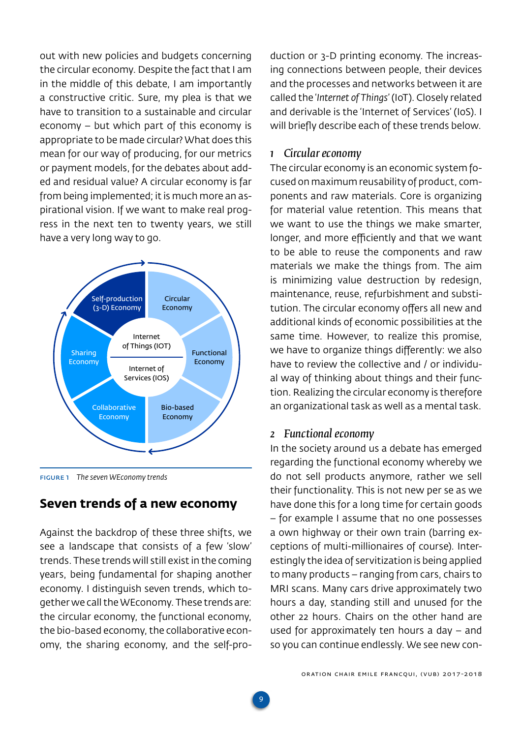out with new policies and budgets concerning the circular economy. Despite the fact that I am in the middle of this debate, I am importantly a constructive critic. Sure, my plea is that we have to transition to a sustainable and circular economy – but which part of this economy is appropriate to be made circular? What does this mean for our way of producing, for our metrics or payment models, for the debates about added and residual value? A circular economy is far from being implemented; it is much more an aspirational vision. If we want to make real progress in the next ten to twenty years, we still have a very long way to go.

Self-production (3-D) Economy
Circular Economy
Functional Economy
Bio-based Economy
Collaborative Economy
Sharing Economy
Internet of Things (IOT)
Internet of Services (IOS)

FIGURE 1 *The seven WEconomy trends*

## Seven trends of a new economy

Against the backdrop of these three shifts, we see a landscape that consists of a few 'slow' trends. These trends will still exist in the coming years, being fundamental for shaping another economy. I distinguish seven trends, which together we call the WEconomy. These trends are: the circular economy, the functional economy, the bio-based economy, the collaborative economy, the sharing economy, and the self-production or 3-D printing economy. The increasing connections between people, their devices and the processes and networks between it are called the '*Internet of Things*' (IoT). Closely related and derivable is the 'Internet of Services' (IoS). I will briefly describe each of these trends below.

### 1 *Circular economy*

The circular economy is an economic system focused on maximum reusability of product, components and raw materials. Core is organizing for material value retention. This means that we want to use the things we make smarter, longer, and more efficiently and that we want to be able to reuse the components and raw materials we make the things from. The aim is minimizing value destruction by redesign, maintenance, reuse, refurbishment and substitution. The circular economy offers all new and additional kinds of economic possibilities at the same time. However, to realize this promise, we have to organize things differently: we also have to review the collective and / or individual way of thinking about things and their function. Realizing the circular economy is therefore an organizational task as well as a mental task.

### 2 *Functional economy*

In the society around us a debate has emerged regarding the functional economy whereby we do not sell products anymore, rather we sell their functionality. This is not new per se as we have done this for a long time for certain goods – for example I assume that no one possesses a own highway or their own train (barring exceptions of multi-millionaires of course). Interestingly the idea of servitization is being applied to many products – ranging from cars, chairs to MRI scans. Many cars drive approximately two hours a day, standing still and unused for the other 22 hours. Chairs on the other hand are used for approximately ten hours a day – and so you can continue endlessly. We see new con-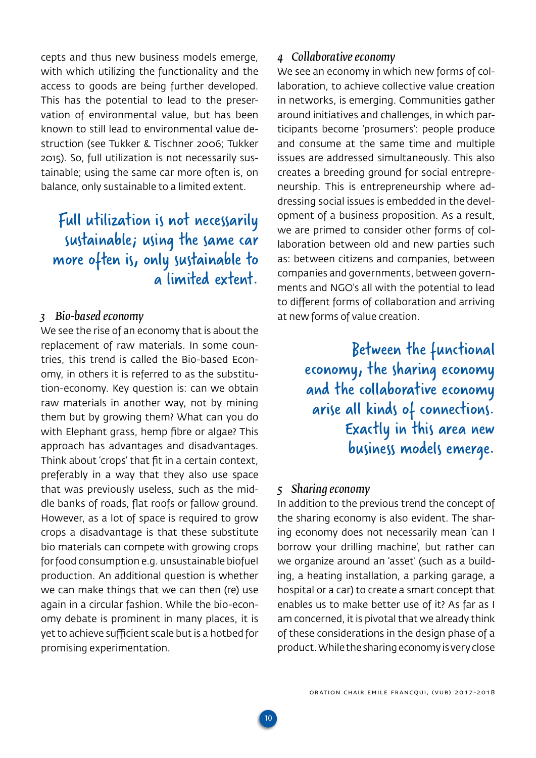cepts and thus new business models emerge, with which utilizing the functionality and the access to goods are being further developed. This has the potential to lead to the preservation of environmental value, but has been known to still lead to environmental value destruction (see Tukker & Tischner 2006; Tukker 2015). So, full utilization is not necessarily sustainable; using the same car more often is, on balance, only sustainable to a limited extent.

> Full utilization is not necessarily sustainable; using the same car more often is, only sustainable to a limited extent.

### 3 *Bio-based economy*

We see the rise of an economy that is about the replacement of raw materials. In some countries, this trend is called the Bio-based Economy, in others it is referred to as the substitution-economy. Key question is: can we obtain raw materials in another way, not by mining them but by growing them? What can you do with Elephant grass, hemp fibre or algae? This approach has advantages and disadvantages. Think about 'crops' that fit in a certain context, preferably in a way that they also use space that was previously useless, such as the middle banks of roads, flat roofs or fallow ground. However, as a lot of space is required to grow crops a disadvantage is that these substitute bio materials can compete with growing crops for food consumption e.g. unsustainable biofuel production. An additional question is whether we can make things that we can then (re) use again in a circular fashion. While the bio-economy debate is prominent in many places, it is yet to achieve sufficient scale but is a hotbed for promising experimentation.

### 4 *Collaborative economy*

We see an economy in which new forms of collaboration, to achieve collective value creation in networks, is emerging. Communities gather around initiatives and challenges, in which participants become 'prosumers': people produce and consume at the same time and multiple issues are addressed simultaneously. This also creates a breeding ground for social entrepreneurship. This is entrepreneurship where addressing social issues is embedded in the development of a business proposition. As a result, we are primed to consider other forms of collaboration between old and new parties such as: between citizens and companies, between companies and governments, between governments and NGO's all with the potential to lead to different forms of collaboration and arriving at new forms of value creation.

> Between the functional economy, the sharing economy and the collaborative economy arise all kinds of connections. Exactly in this area new business models emerge.

### 5 *Sharing economy*

In addition to the previous trend the concept of the sharing economy is also evident. The sharing economy does not necessarily mean 'can I borrow your drilling machine', but rather can we organize around an 'asset' (such as a building, a heating installation, a parking garage, a hospital or a car) to create a smart concept that enables us to make better use of it? As far as I am concerned, it is pivotal that we already think of these considerations in the design phase of a product. While the sharing economy is very close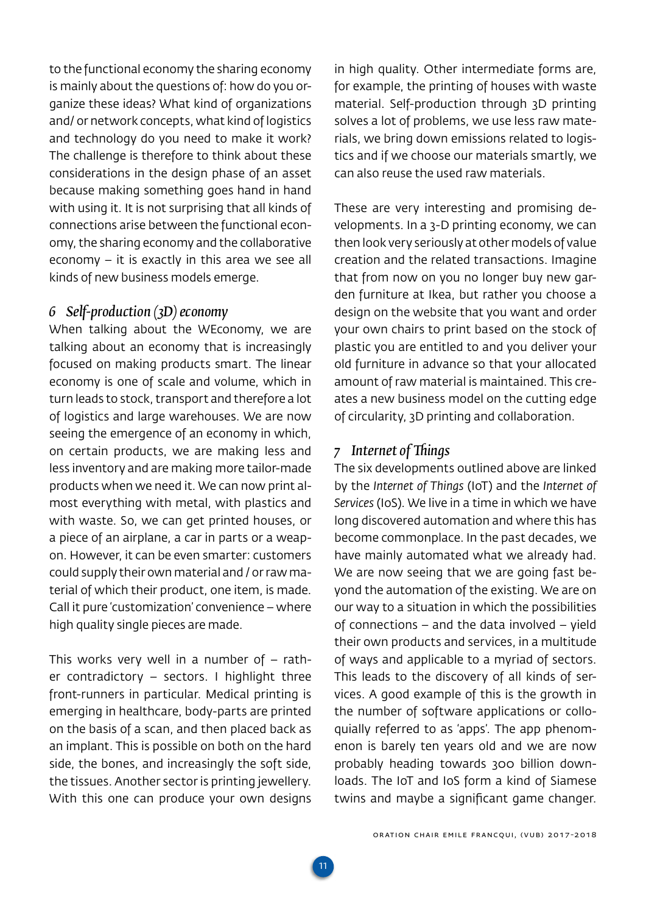to the functional economy the sharing economy is mainly about the questions of: how do you organize these ideas? What kind of organizations and/ or network concepts, what kind of logistics and technology do you need to make it work? The challenge is therefore to think about these considerations in the design phase of an asset because making something goes hand in hand with using it. It is not surprising that all kinds of connections arise between the functional economy, the sharing economy and the collaborative economy – it is exactly in this area we see all kinds of new business models emerge.

## *6 Self-production (3D) economy*

When talking about the WEconomy, we are talking about an economy that is increasingly focused on making products smart. The linear economy is one of scale and volume, which in turn leads to stock, transport and therefore a lot of logistics and large warehouses. We are now seeing the emergence of an economy in which, on certain products, we are making less and less inventory and are making more tailor-made products when we need it. We can now print almost everything with metal, with plastics and with waste. So, we can get printed houses, or a piece of an airplane, a car in parts or a weapon. However, it can be even smarter: customers could supply their own material and / or raw material of which their product, one item, is made. Call it pure 'customization' convenience – where high quality single pieces are made.

This works very well in a number of – rather contradictory – sectors. I highlight three front-runners in particular. Medical printing is emerging in healthcare, body-parts are printed on the basis of a scan, and then placed back as an implant. This is possible on both on the hard side, the bones, and increasingly the soft side, the tissues. Another sector is printing jewellery. With this one can produce your own designs in high quality. Other intermediate forms are, for example, the printing of houses with waste material. Self-production through 3D printing solves a lot of problems, we use less raw materials, we bring down emissions related to logistics and if we choose our materials smartly, we can also reuse the used raw materials.

These are very interesting and promising developments. In a 3-D printing economy, we can then look very seriously at other models of value creation and the related transactions. Imagine that from now on you no longer buy new garden furniture at Ikea, but rather you choose a design on the website that you want and order your own chairs to print based on the stock of plastic you are entitled to and you deliver your old furniture in advance so that your allocated amount of raw material is maintained. This creates a new business model on the cutting edge of circularity, 3D printing and collaboration.

## *7 Internet of Things*

The six developments outlined above are linked by the *Internet of Things* (IoT) and the *Internet of Services* (IoS). We live in a time in which we have long discovered automation and where this has become commonplace. In the past decades, we have mainly automated what we already had. We are now seeing that we are going fast beyond the automation of the existing. We are on our way to a situation in which the possibilities of connections – and the data involved – yield their own products and services, in a multitude of ways and applicable to a myriad of sectors. This leads to the discovery of all kinds of services. A good example of this is the growth in the number of software applications or colloquially referred to as 'apps'. The app phenomenon is barely ten years old and we are now probably heading towards 300 billion downloads. The IoT and IoS form a kind of Siamese twins and maybe a significant game changer.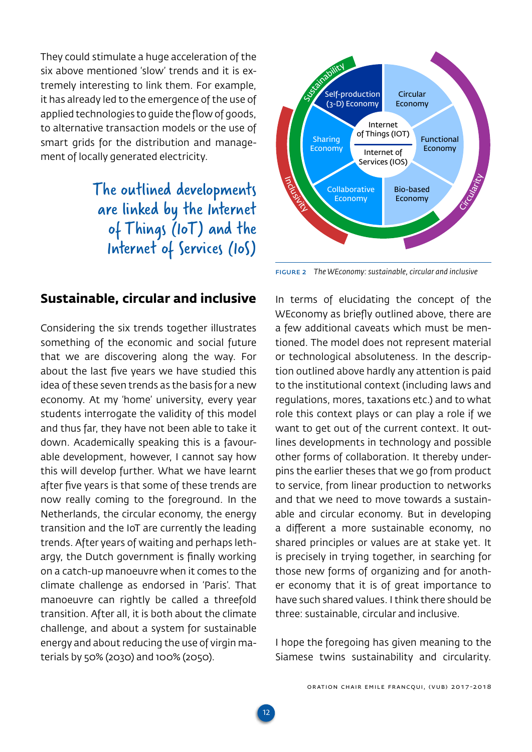They could stimulate a huge acceleration of the six above mentioned 'slow' trends and it is extremely interesting to link them. For example, it has already led to the emergence of the use of applied technologies to guide the flow of goods, to alternative transaction models or the use of smart grids for the distribution and management of locally generated electricity.

> The outlined developments are linked by the Internet of Things (IoT) and the Internet of Services (IoS)

FIGURE 2 *The WEconomy: sustainable, circular and inclusive*

## Sustainable, circular and inclusive

Considering the six trends together illustrates something of the economic and social future that we are discovering along the way. For about the last five years we have studied this idea of these seven trends as the basis for a new economy. At my 'home' university, every year students interrogate the validity of this model and thus far, they have not been able to take it down. Academically speaking this is a favourable development, however, I cannot say how this will develop further. What we have learnt after five years is that some of these trends are now really coming to the foreground. In the Netherlands, the circular economy, the energy transition and the IoT are currently the leading trends. After years of waiting and perhaps lethargy, the Dutch government is finally working on a catch-up manoeuvre when it comes to the climate challenge as endorsed in 'Paris'. That manoeuvre can rightly be called a threefold transition. After all, it is both about the climate challenge, and about a system for sustainable energy and about reducing the use of virgin materials by 50% (2030) and 100% (2050).

In terms of elucidating the concept of the WEconomy as briefly outlined above, there are a few additional caveats which must be mentioned. The model does not represent material or technological absoluteness. In the description outlined above hardly any attention is paid to the institutional context (including laws and regulations, mores, taxations etc.) and to what role this context plays or can play a role if we want to get out of the current context. It outlines developments in technology and possible other forms of collaboration. It thereby underpins the earlier theses that we go from product to service, from linear production to networks and that we need to move towards a sustainable and circular economy. But in developing a different a more sustainable economy, no shared principles or values are at stake yet. It is precisely in trying together, in searching for those new forms of organizing and for another economy that it is of great importance to have such shared values. I think there should be three: sustainable, circular and inclusive.

I hope the foregoing has given meaning to the Siamese twins sustainability and circularity.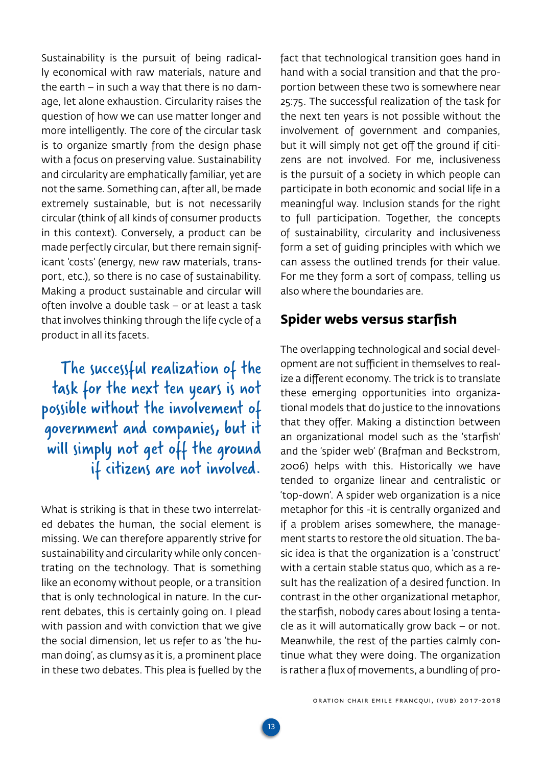Sustainability is the pursuit of being radically economical with raw materials, nature and the earth – in such a way that there is no damage, let alone exhaustion. Circularity raises the question of how we can use matter longer and more intelligently. The core of the circular task is to organize smartly from the design phase with a focus on preserving value. Sustainability and circularity are emphatically familiar, yet are not the same. Something can, after all, be made extremely sustainable, but is not necessarily circular (think of all kinds of consumer products in this context). Conversely, a product can be made perfectly circular, but there remain significant 'costs' (energy, new raw materials, transport, etc.), so there is no case of sustainability. Making a product sustainable and circular will often involve a double task – or at least a task that involves thinking through the life cycle of a product in all its facets.

> The successful realization of the task for the next ten years is not possible without the involvement of government and companies, but it will simply not get off the ground if citizens are not involved.

What is striking is that in these two interrelated debates the human, the social element is missing. We can therefore apparently strive for sustainability and circularity while only concentrating on the technology. That is something like an economy without people, or a transition that is only technological in nature. In the current debates, this is certainly going on. I plead with passion and with conviction that we give the social dimension, let us refer to as 'the human doing', as clumsy as it is, a prominent place in these two debates. This plea is fuelled by the fact that technological transition goes hand in hand with a social transition and that the proportion between these two is somewhere near 25:75. The successful realization of the task for the next ten years is not possible without the involvement of government and companies, but it will simply not get off the ground if citizens are not involved. For me, inclusiveness is the pursuit of a society in which people can participate in both economic and social life in a meaningful way. Inclusion stands for the right to full participation. Together, the concepts of sustainability, circularity and inclusiveness form a set of guiding principles with which we can assess the outlined trends for their value. For me they form a sort of compass, telling us also where the boundaries are.

## Spider webs versus starfish

The overlapping technological and social development are not sufficient in themselves to realize a different economy. The trick is to translate these emerging opportunities into organizational models that do justice to the innovations that they offer. Making a distinction between an organizational model such as the 'starfish' and the 'spider web' (Brafman and Beckstrom, 2006) helps with this. Historically we have tended to organize linear and centralistic or 'top-down'. A spider web organization is a nice metaphor for this -it is centrally organized and if a problem arises somewhere, the management starts to restore the old situation. The basic idea is that the organization is a 'construct' with a certain stable status quo, which as a result has the realization of a desired function. In contrast in the other organizational metaphor, the starfish, nobody cares about losing a tentacle as it will automatically grow back – or not. Meanwhile, the rest of the parties calmly continue what they were doing. The organization is rather a flux of movements, a bundling of pro-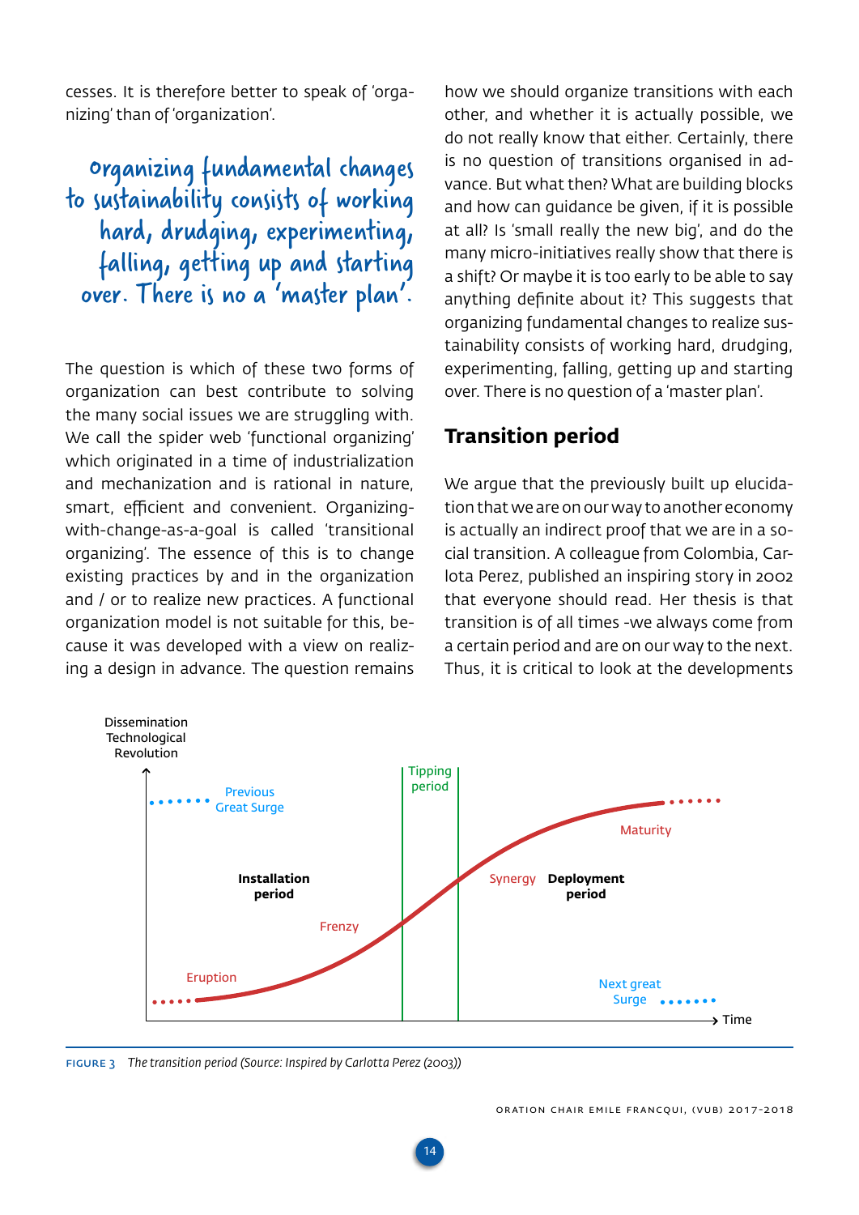cesses. It is therefore better to speak of 'organizing' than of 'organization'.

> Organizing fundamental changes to sustainability consists of working hard, drudging, experimenting, falling, getting up and starting over. There is no a 'master plan'.

The question is which of these two forms of organization can best contribute to solving the many social issues we are struggling with. We call the spider web 'functional organizing' which originated in a time of industrialization and mechanization and is rational in nature, smart, efficient and convenient. Organizing-with-change-as-a-goal is called 'transitional organizing'. The essence of this is to change existing practices by and in the organization and / or to realize new practices. A functional organization model is not suitable for this, because it was developed with a view on realizing a design in advance. The question remains how we should organize transitions with each other, and whether it is actually possible, we do not really know that either. Certainly, there is no question of transitions organised in advance. But what then? What are building blocks and how can guidance be given, if it is possible at all? Is 'small really the new big', and do the many micro-initiatives really show that there is a shift? Or maybe it is too early to be able to say anything definite about it? This suggests that organizing fundamental changes to realize sustainability consists of working hard, drudging, experimenting, falling, getting up and starting over. There is no question of a 'master plan'.

## Transition period

We argue that the previously built up elucidation that we are on our way to another economy is actually an indirect proof that we are in a social transition. A colleague from Colombia, Carlota Perez, published an inspiring story in 2002 that everyone should read. Her thesis is that transition is of all times -we always come from a certain period and are on our way to the next. Thus, it is critical to look at the developments

Dissemination Technological Revolution

Previous Great Surge

Tipping period

Installation period

Eruption

Frenzy

Synergy

Deployment period

Maturity

Next great Surge

Time

FIGURE 3 *The transition period (Source: Inspired by Carlotta Perez (2003))*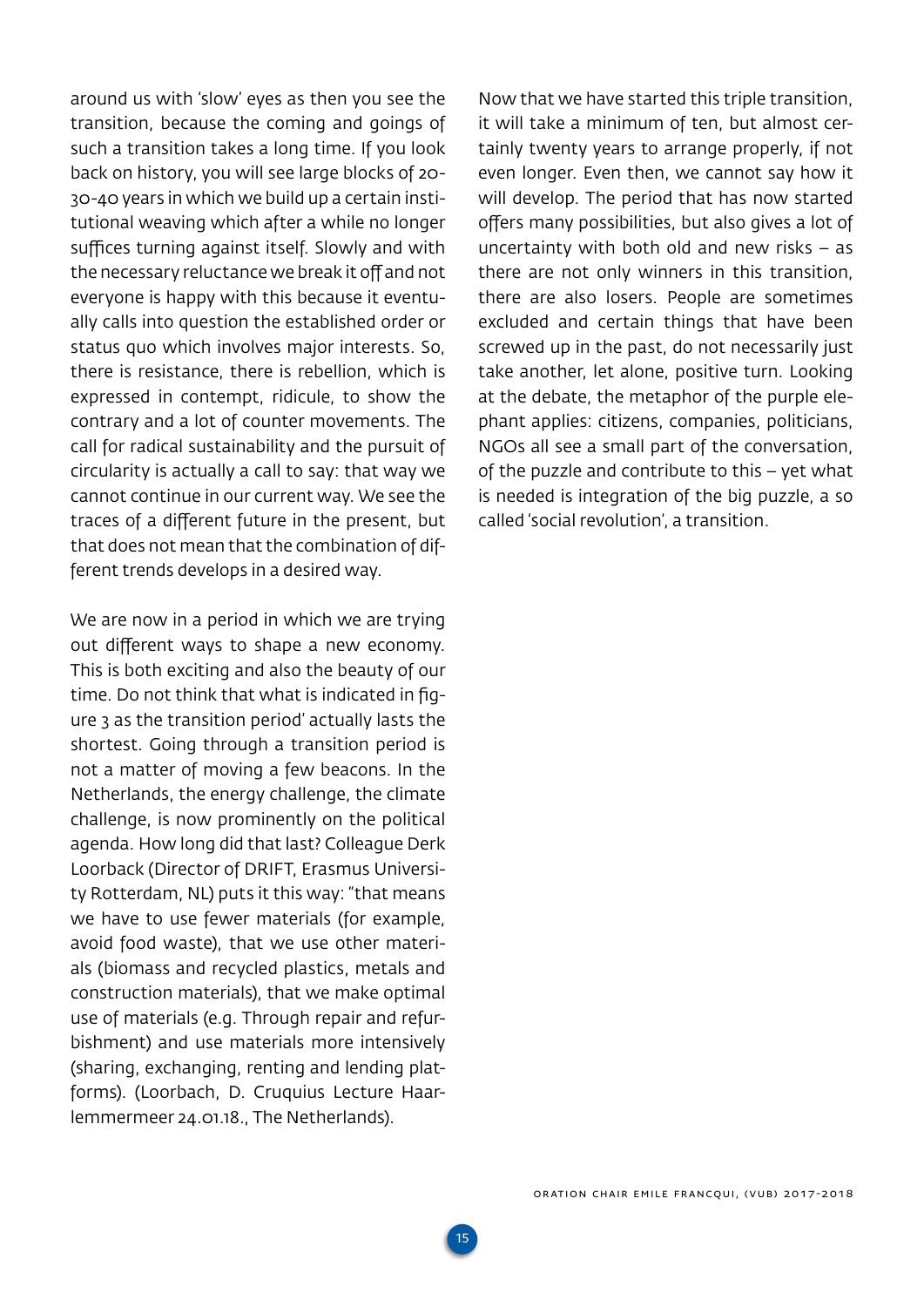around us with 'slow' eyes as then you see the transition, because the coming and goings of such a transition takes a long time. If you look back on history, you will see large blocks of 20-30-40 years in which we build up a certain institutional weaving which after a while no longer suffices turning against itself. Slowly and with the necessary reluctance we break it off and not everyone is happy with this because it eventually calls into question the established order or status quo which involves major interests. So, there is resistance, there is rebellion, which is expressed in contempt, ridicule, to show the contrary and a lot of counter movements. The call for radical sustainability and the pursuit of circularity is actually a call to say: that way we cannot continue in our current way. We see the traces of a different future in the present, but that does not mean that the combination of different trends develops in a desired way.

We are now in a period in which we are trying out different ways to shape a new economy. This is both exciting and also the beauty of our time. Do not think that what is indicated in figure 3 as the transition period' actually lasts the shortest. Going through a transition period is not a matter of moving a few beacons. In the Netherlands, the energy challenge, the climate challenge, is now prominently on the political agenda. How long did that last? Colleague Derk Loorback (Director of DRIFT, Erasmus University Rotterdam, NL) puts it this way: "that means we have to use fewer materials (for example, avoid food waste), that we use other materials (biomass and recycled plastics, metals and construction materials), that we make optimal use of materials (e.g. Through repair and refurbishment) and use materials more intensively (sharing, exchanging, renting and lending platforms). (Loorbach, D. Cruquius Lecture Haarlemmermeer 24.01.18., The Netherlands).

Now that we have started this triple transition, it will take a minimum of ten, but almost certainly twenty years to arrange properly, if not even longer. Even then, we cannot say how it will develop. The period that has now started offers many possibilities, but also gives a lot of uncertainty with both old and new risks – as there are not only winners in this transition, there are also losers. People are sometimes excluded and certain things that have been screwed up in the past, do not necessarily just take another, let alone, positive turn. Looking at the debate, the metaphor of the purple elephant applies: citizens, companies, politicians, NGOs all see a small part of the conversation, of the puzzle and contribute to this – yet what is needed is integration of the big puzzle, a so called 'social revolution', a transition.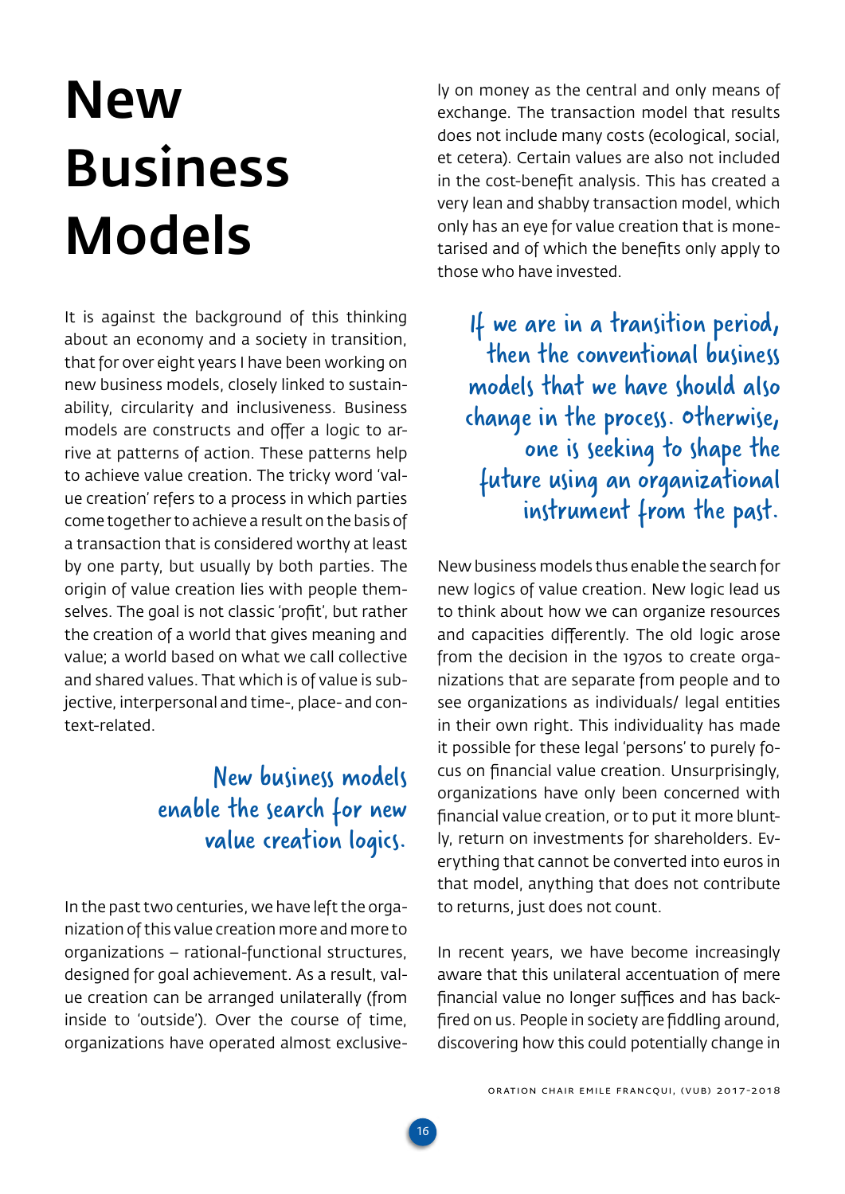# New Business Models

It is against the background of this thinking about an economy and a society in transition, that for over eight years I have been working on new business models, closely linked to sustainability, circularity and inclusiveness. Business models are constructs and offer a logic to arrive at patterns of action. These patterns help to achieve value creation. The tricky word 'value creation' refers to a process in which parties come together to achieve a result on the basis of a transaction that is considered worthy at least by one party, but usually by both parties. The origin of value creation lies with people themselves. The goal is not classic 'profit', but rather the creation of a world that gives meaning and value; a world based on what we call collective and shared values. That which is of value is subjective, interpersonal and time-, place- and context-related.

> New business models enable the search for new value creation logics.

In the past two centuries, we have left the organization of this value creation more and more to organizations – rational-functional structures, designed for goal achievement. As a result, value creation can be arranged unilaterally (from inside to 'outside'). Over the course of time, organizations have operated almost exclusively on money as the central and only means of exchange. The transaction model that results does not include many costs (ecological, social, et cetera). Certain values are also not included in the cost-benefit analysis. This has created a very lean and shabby transaction model, which only has an eye for value creation that is monetarised and of which the benefits only apply to those who have invested.

> If we are in a transition period, then the conventional business models that we have should also change in the process. Otherwise, one is seeking to shape the future using an organizational instrument from the past.

New business models thus enable the search for new logics of value creation. New logic lead us to think about how we can organize resources and capacities differently. The old logic arose from the decision in the 1970s to create organizations that are separate from people and to see organizations as individuals/ legal entities in their own right. This individuality has made it possible for these legal 'persons' to purely focus on financial value creation. Unsurprisingly, organizations have only been concerned with financial value creation, or to put it more bluntly, return on investments for shareholders. Everything that cannot be converted into euros in that model, anything that does not contribute to returns, just does not count.

In recent years, we have become increasingly aware that this unilateral accentuation of mere financial value no longer suffices and has backfired on us. People in society are fiddling around, discovering how this could potentially change in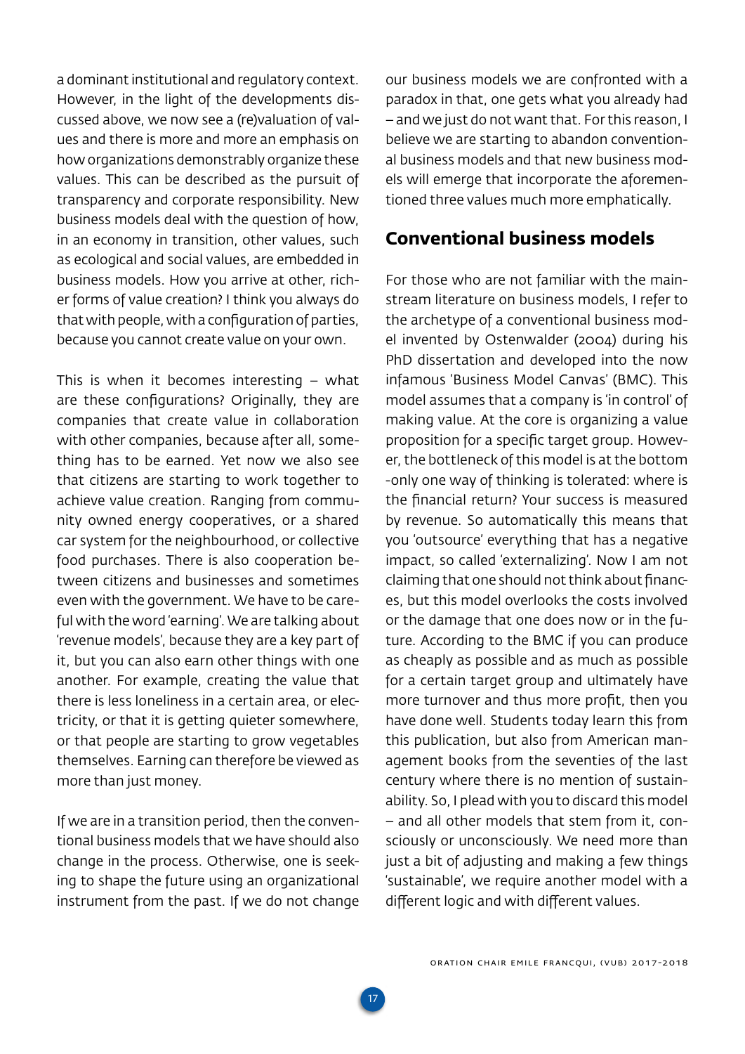a dominant institutional and regulatory context. However, in the light of the developments discussed above, we now see a (re)valuation of values and there is more and more an emphasis on how organizations demonstrably organize these values. This can be described as the pursuit of transparency and corporate responsibility. New business models deal with the question of how, in an economy in transition, other values, such as ecological and social values, are embedded in business models. How you arrive at other, richer forms of value creation? I think you always do that with people, with a configuration of parties, because you cannot create value on your own.

This is when it becomes interesting – what are these configurations? Originally, they are companies that create value in collaboration with other companies, because after all, something has to be earned. Yet now we also see that citizens are starting to work together to achieve value creation. Ranging from community owned energy cooperatives, or a shared car system for the neighbourhood, or collective food purchases. There is also cooperation between citizens and businesses and sometimes even with the government. We have to be careful with the word 'earning'. We are talking about 'revenue models', because they are a key part of it, but you can also earn other things with one another. For example, creating the value that there is less loneliness in a certain area, or electricity, or that it is getting quieter somewhere, or that people are starting to grow vegetables themselves. Earning can therefore be viewed as more than just money.

If we are in a transition period, then the conventional business models that we have should also change in the process. Otherwise, one is seeking to shape the future using an organizational instrument from the past. If we do not change our business models we are confronted with a paradox in that, one gets what you already had – and we just do not want that. For this reason, I believe we are starting to abandon conventional business models and that new business models will emerge that incorporate the aforementioned three values much more emphatically.

## Conventional business models

For those who are not familiar with the mainstream literature on business models, I refer to the archetype of a conventional business model invented by Ostenwalder (2004) during his PhD dissertation and developed into the now infamous 'Business Model Canvas' (BMC). This model assumes that a company is 'in control' of making value. At the core is organizing a value proposition for a specific target group. However, the bottleneck of this model is at the bottom -only one way of thinking is tolerated: where is the financial return? Your success is measured by revenue. So automatically this means that you 'outsource' everything that has a negative impact, so called 'externalizing'. Now I am not claiming that one should not think about finances, but this model overlooks the costs involved or the damage that one does now or in the future. According to the BMC if you can produce as cheaply as possible and as much as possible for a certain target group and ultimately have more turnover and thus more profit, then you have done well. Students today learn this from this publication, but also from American management books from the seventies of the last century where there is no mention of sustainability. So, I plead with you to discard this model – and all other models that stem from it, consciously or unconsciously. We need more than just a bit of adjusting and making a few things 'sustainable', we require another model with a different logic and with different values.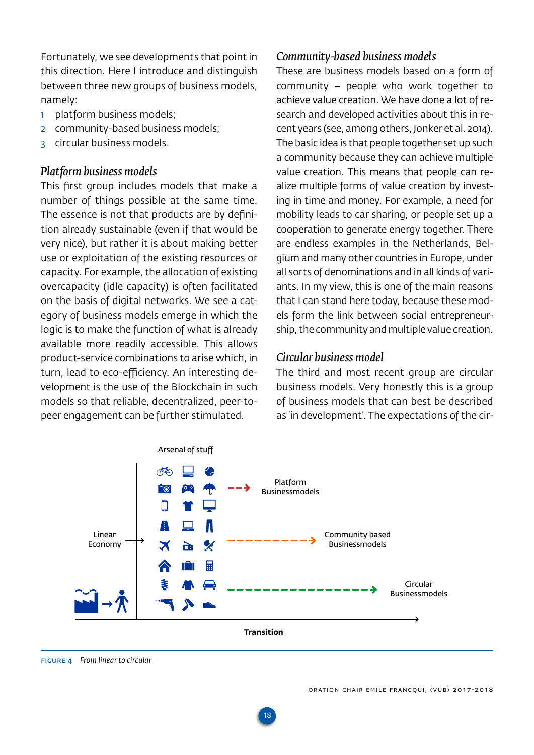Fortunately, we see developments that point in this direction. Here I introduce and distinguish between three new groups of business models, namely:

1. platform business models;
2. community-based business models;
3. circular business models.

### *Platform business models*

This first group includes models that make a number of things possible at the same time. The essence is not that products are by definition already sustainable (even if that would be very nice), but rather it is about making better use or exploitation of the existing resources or capacity. For example, the allocation of existing overcapacity (idle capacity) is often facilitated on the basis of digital networks. We see a category of business models emerge in which the logic is to make the function of what is already available more readily accessible. This allows product-service combinations to arise which, in turn, lead to eco-efficiency. An interesting development is the use of the Blockchain in such models so that reliable, decentralized, peer-to-peer engagement can be further stimulated.

### *Community-based business models*

These are business models based on a form of community – people who work together to achieve value creation. We have done a lot of research and developed activities about this in recent years (see, among others, Jonker et al. 2014). The basic idea is that people together set up such a community because they can achieve multiple value creation. This means that people can realize multiple forms of value creation by investing in time and money. For example, a need for mobility leads to car sharing, or people set up a cooperation to generate energy together. There are endless examples in the Netherlands, Belgium and many other countries in Europe, under all sorts of denominations and in all kinds of variants. In my view, this is one of the main reasons that I can stand here today, because these models form the link between social entrepreneurship, the community and multiple value creation.

### *Circular business model*

The third and most recent group are circular business models. Very honestly this is a group of business models that can best be described as 'in development'. The expectations of the cir-

Arsenal of stuff

Linear Economy

Platform Businessmodels

Community based Businessmodels

Circular Businessmodels

**Transition**

FIGURE 4 *From linear to circular*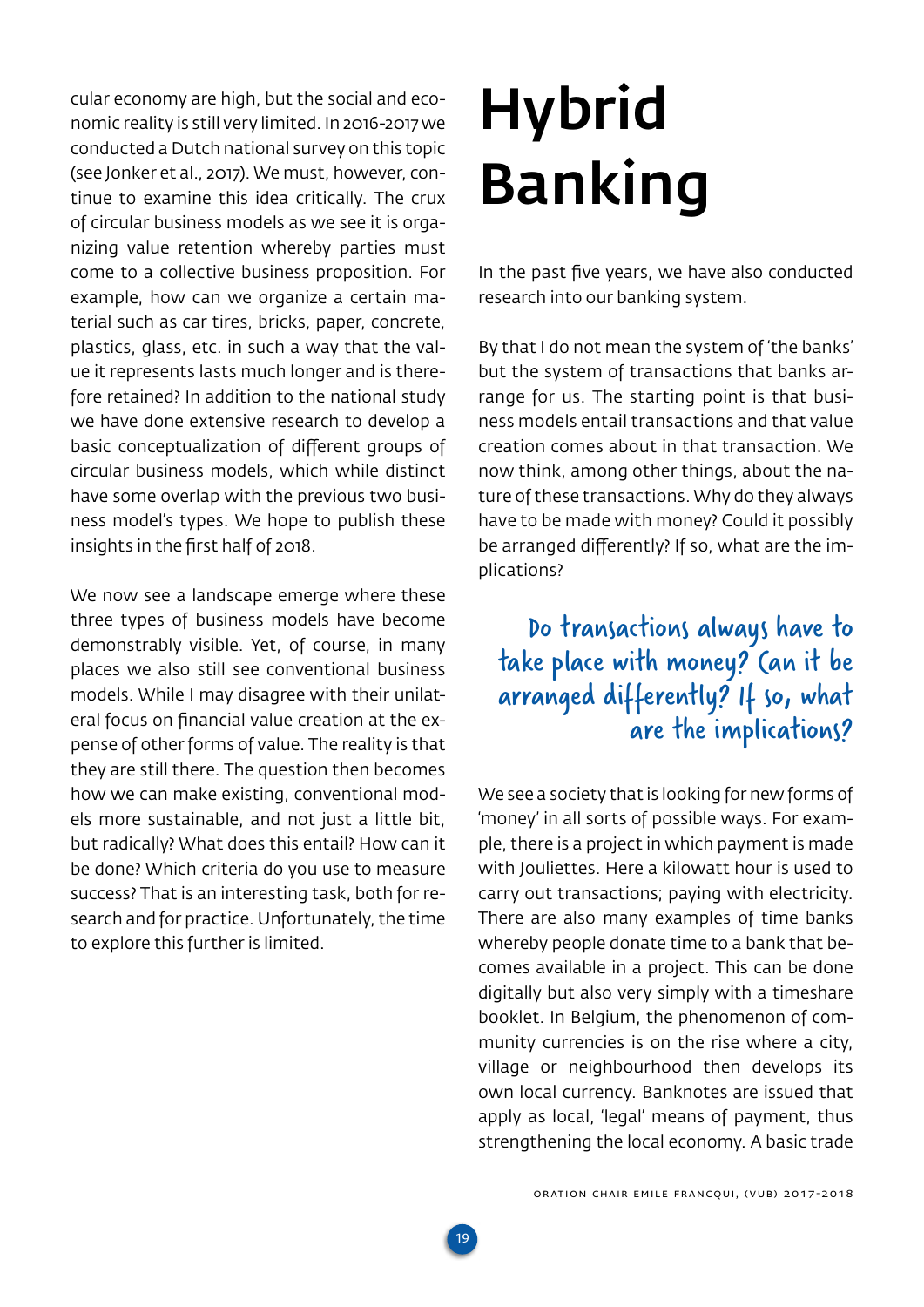cular economy are high, but the social and economic reality is still very limited. In 2016-2017 we conducted a Dutch national survey on this topic (see Jonker et al., 2017). We must, however, continue to examine this idea critically. The crux of circular business models as we see it is organizing value retention whereby parties must come to a collective business proposition. For example, how can we organize a certain material such as car tires, bricks, paper, concrete, plastics, glass, etc. in such a way that the value it represents lasts much longer and is therefore retained? In addition to the national study we have done extensive research to develop a basic conceptualization of different groups of circular business models, which while distinct have some overlap with the previous two business model's types. We hope to publish these insights in the first half of 2018.

We now see a landscape emerge where these three types of business models have become demonstrably visible. Yet, of course, in many places we also still see conventional business models. While I may disagree with their unilateral focus on financial value creation at the expense of other forms of value. The reality is that they are still there. The question then becomes how we can make existing, conventional models more sustainable, and not just a little bit, but radically? What does this entail? How can it be done? Which criteria do you use to measure success? That is an interesting task, both for research and for practice. Unfortunately, the time to explore this further is limited.

# Hybrid Banking

In the past five years, we have also conducted research into our banking system.

By that I do not mean the system of 'the banks' but the system of transactions that banks arrange for us. The starting point is that business models entail transactions and that value creation comes about in that transaction. We now think, among other things, about the nature of these transactions. Why do they always have to be made with money? Could it possibly be arranged differently? If so, what are the implications?

> Do transactions always have to take place with money? Can it be arranged differently? If so, what are the implications?

We see a society that is looking for new forms of 'money' in all sorts of possible ways. For example, there is a project in which payment is made with Jouliettes. Here a kilowatt hour is used to carry out transactions; paying with electricity. There are also many examples of time banks whereby people donate time to a bank that becomes available in a project. This can be done digitally but also very simply with a timeshare booklet. In Belgium, the phenomenon of community currencies is on the rise where a city, village or neighbourhood then develops its own local currency. Banknotes are issued that apply as local, 'legal' means of payment, thus strengthening the local economy. A basic trade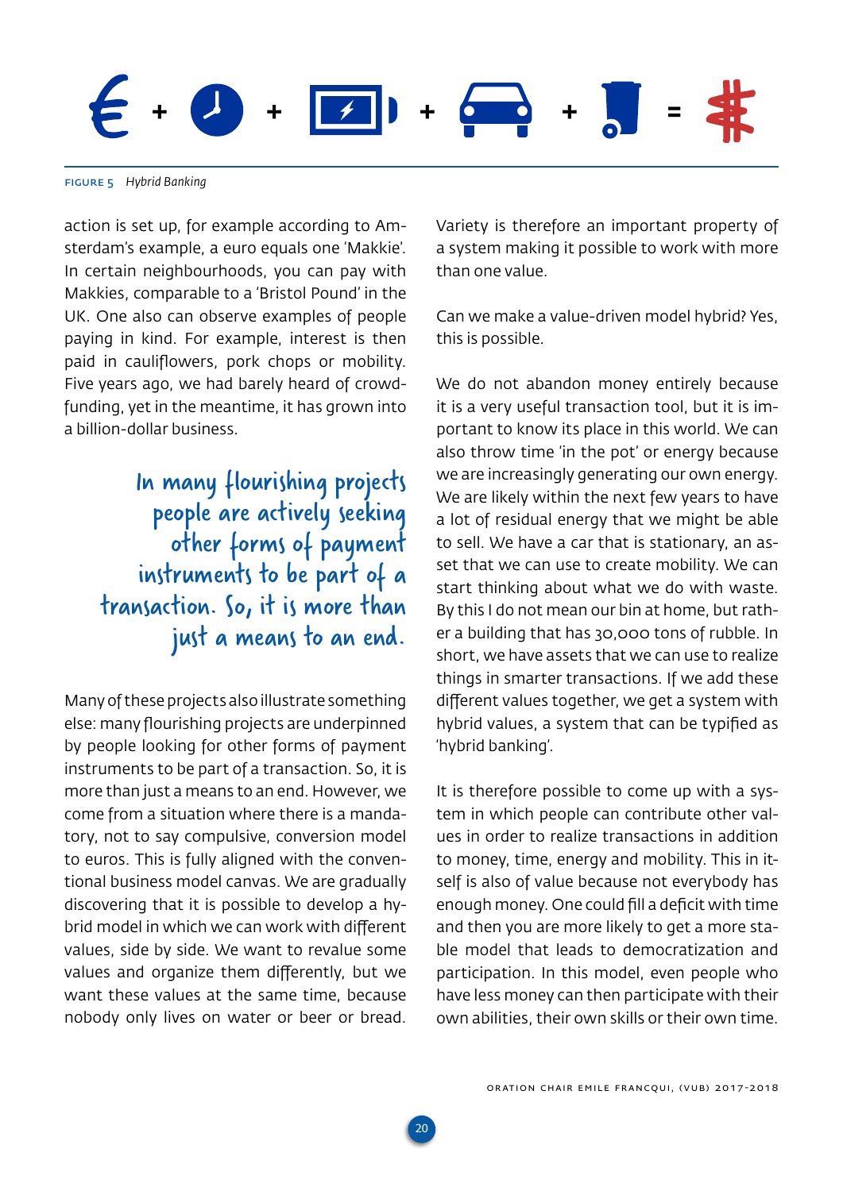FIGURE 5 *Hybrid Banking*

action is set up, for example according to Amsterdam's example, a euro equals one 'Makkie'. In certain neighbourhoods, you can pay with Makkies, comparable to a 'Bristol Pound' in the UK. One also can observe examples of people paying in kind. For example, interest is then paid in cauliflowers, pork chops or mobility. Five years ago, we had barely heard of crowdfunding, yet in the meantime, it has grown into a billion-dollar business.

> In many flourishing projects people are actively seeking other forms of payment instruments to be part of a transaction. So, it is more than just a means to an end.

Many of these projects also illustrate something else: many flourishing projects are underpinned by people looking for other forms of payment instruments to be part of a transaction. So, it is more than just a means to an end. However, we come from a situation where there is a mandatory, not to say compulsive, conversion model to euros. This is fully aligned with the conventional business model canvas. We are gradually discovering that it is possible to develop a hybrid model in which we can work with different values, side by side. We want to revalue some values and organize them differently, but we want these values at the same time, because nobody only lives on water or beer or bread.

Variety is therefore an important property of a system making it possible to work with more than one value.

Can we make a value-driven model hybrid? Yes, this is possible.

We do not abandon money entirely because it is a very useful transaction tool, but it is important to know its place in this world. We can also throw time 'in the pot' or energy because we are increasingly generating our own energy. We are likely within the next few years to have a lot of residual energy that we might be able to sell. We have a car that is stationary, an asset that we can use to create mobility. We can start thinking about what we do with waste. By this I do not mean our bin at home, but rather a building that has 30,000 tons of rubble. In short, we have assets that we can use to realize things in smarter transactions. If we add these different values together, we get a system with hybrid values, a system that can be typified as 'hybrid banking'.

It is therefore possible to come up with a system in which people can contribute other values in order to realize transactions in addition to money, time, energy and mobility. This in itself is also of value because not everybody has enough money. One could fill a deficit with time and then you are more likely to get a more stable model that leads to democratization and participation. In this model, even people who have less money can then participate with their own abilities, their own skills or their own time.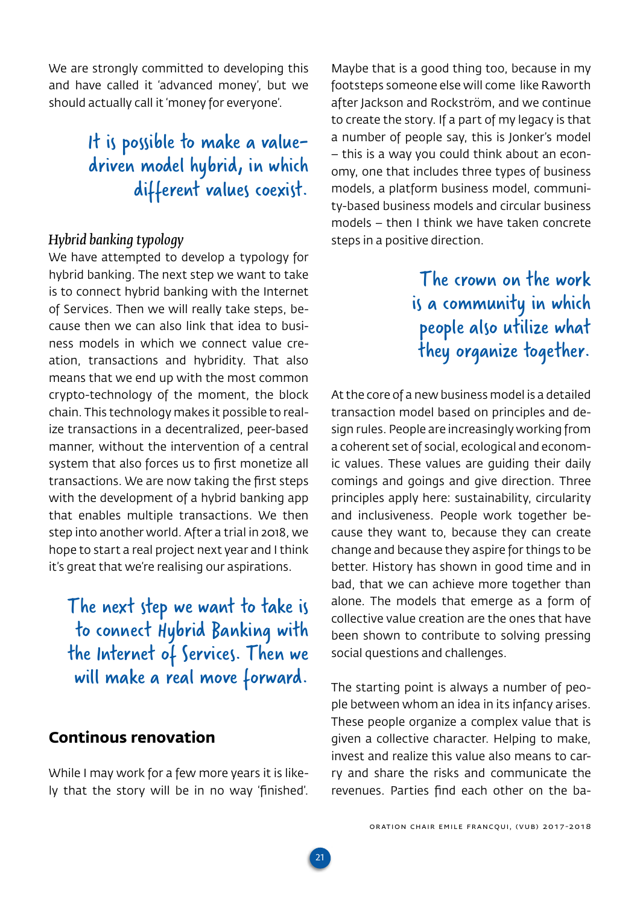We are strongly committed to developing this and have called it 'advanced money', but we should actually call it 'money for everyone'.

> It is possible to make a value-driven model hybrid, in which different values coexist.

### *Hybrid banking typology*

We have attempted to develop a typology for hybrid banking. The next step we want to take is to connect hybrid banking with the Internet of Services. Then we will really take steps, because then we can also link that idea to business models in which we connect value creation, transactions and hybridity. That also means that we end up with the most common crypto-technology of the moment, the block chain. This technology makes it possible to realize transactions in a decentralized, peer-based manner, without the intervention of a central system that also forces us to first monetize all transactions. We are now taking the first steps with the development of a hybrid banking app that enables multiple transactions. We then step into another world. After a trial in 2018, we hope to start a real project next year and I think it's great that we're realising our aspirations.

> The next step we want to take is to connect Hybrid Banking with the Internet of Services. Then we will make a real move forward.

## Continous renovation

While I may work for a few more years it is likely that the story will be in no way 'finished'. Maybe that is a good thing too, because in my footsteps someone else will come like Raworth after Jackson and Rockström, and we continue to create the story. If a part of my legacy is that a number of people say, this is Jonker's model – this is a way you could think about an economy, one that includes three types of business models, a platform business model, community-based business models and circular business models – then I think we have taken concrete steps in a positive direction.

> The crown on the work is a community in which people also utilize what they organize together.

At the core of a new business model is a detailed transaction model based on principles and design rules. People are increasingly working from a coherent set of social, ecological and economic values. These values are guiding their daily comings and goings and give direction. Three principles apply here: sustainability, circularity and inclusiveness. People work together because they want to, because they can create change and because they aspire for things to be better. History has shown in good time and in bad, that we can achieve more together than alone. The models that emerge as a form of collective value creation are the ones that have been shown to contribute to solving pressing social questions and challenges.

The starting point is always a number of people between whom an idea in its infancy arises. These people organize a complex value that is given a collective character. Helping to make, invest and realize this value also means to carry and share the risks and communicate the revenues. Parties find each other on the ba-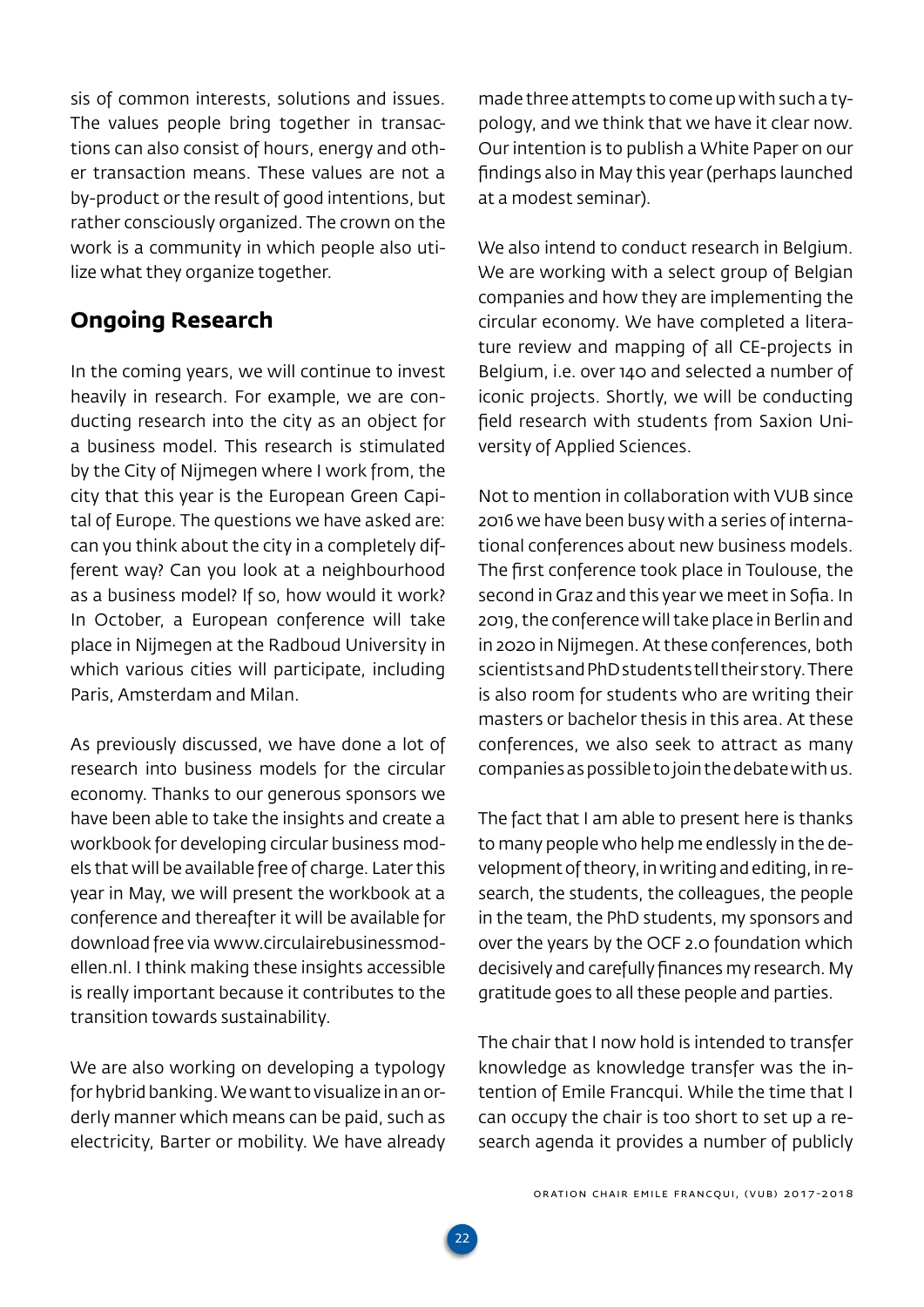sis of common interests, solutions and issues. The values people bring together in transactions can also consist of hours, energy and other transaction means. These values are not a by-product or the result of good intentions, but rather consciously organized. The crown on the work is a community in which people also utilize what they organize together.

## Ongoing Research

In the coming years, we will continue to invest heavily in research. For example, we are conducting research into the city as an object for a business model. This research is stimulated by the City of Nijmegen where I work from, the city that this year is the European Green Capital of Europe. The questions we have asked are: can you think about the city in a completely different way? Can you look at a neighbourhood as a business model? If so, how would it work? In October, a European conference will take place in Nijmegen at the Radboud University in which various cities will participate, including Paris, Amsterdam and Milan.

As previously discussed, we have done a lot of research into business models for the circular economy. Thanks to our generous sponsors we have been able to take the insights and create a workbook for developing circular business models that will be available free of charge. Later this year in May, we will present the workbook at a conference and thereafter it will be available for download free via www.circulairebusinessmodellen.nl. I think making these insights accessible is really important because it contributes to the transition towards sustainability.

We are also working on developing a typology for hybrid banking. We want to visualize in an orderly manner which means can be paid, such as electricity, Barter or mobility. We have already made three attempts to come up with such a typology, and we think that we have it clear now. Our intention is to publish a White Paper on our findings also in May this year (perhaps launched at a modest seminar).

We also intend to conduct research in Belgium. We are working with a select group of Belgian companies and how they are implementing the circular economy. We have completed a literature review and mapping of all CE-projects in Belgium, i.e. over 140 and selected a number of iconic projects. Shortly, we will be conducting field research with students from Saxion University of Applied Sciences.

Not to mention in collaboration with VUB since 2016 we have been busy with a series of international conferences about new business models. The first conference took place in Toulouse, the second in Graz and this year we meet in Sofia. In 2019, the conference will take place in Berlin and in 2020 in Nijmegen. At these conferences, both scientists and PhD students tell their story. There is also room for students who are writing their masters or bachelor thesis in this area. At these conferences, we also seek to attract as many companies as possible to join the debate with us.

The fact that I am able to present here is thanks to many people who help me endlessly in the development of theory, in writing and editing, in research, the students, the colleagues, the people in the team, the PhD students, my sponsors and over the years by the OCF 2.0 foundation which decisively and carefully finances my research. My gratitude goes to all these people and parties.

The chair that I now hold is intended to transfer knowledge as knowledge transfer was the intention of Emile Francqui. While the time that I can occupy the chair is too short to set up a research agenda it provides a number of publicly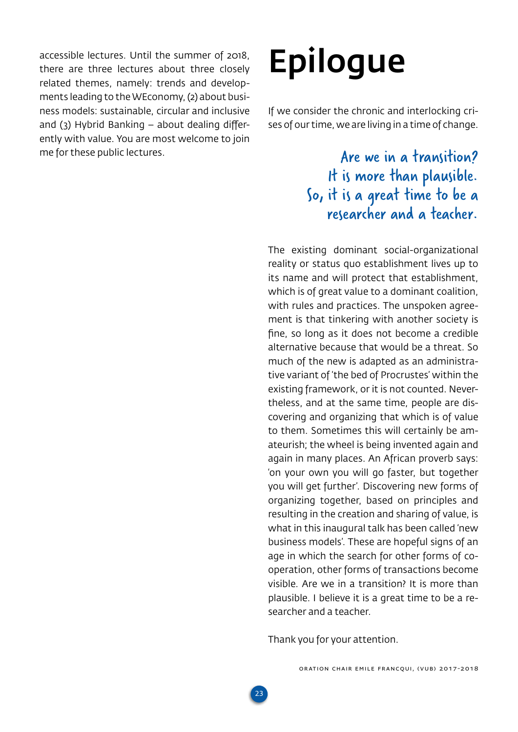accessible lectures. Until the summer of 2018, there are three lectures about three closely related themes, namely: trends and developments leading to the WEconomy, (2) about business models: sustainable, circular and inclusive and (3) Hybrid Banking – about dealing differently with value. You are most welcome to join me for these public lectures.

# Epilogue

If we consider the chronic and interlocking crises of our time, we are living in a time of change.

> Are we in a transition? It is more than plausible. So, it is a great time to be a researcher and a teacher.

The existing dominant social-organizational reality or status quo establishment lives up to its name and will protect that establishment, which is of great value to a dominant coalition, with rules and practices. The unspoken agreement is that tinkering with another society is fine, so long as it does not become a credible alternative because that would be a threat. So much of the new is adapted as an administrative variant of 'the bed of Procrustes' within the existing framework, or it is not counted. Nevertheless, and at the same time, people are discovering and organizing that which is of value to them. Sometimes this will certainly be amateurish; the wheel is being invented again and again in many places. An African proverb says: 'on your own you will go faster, but together you will get further'. Discovering new forms of organizing together, based on principles and resulting in the creation and sharing of value, is what in this inaugural talk has been called 'new business models'. These are hopeful signs of an age in which the search for other forms of co-operation, other forms of transactions become visible. Are we in a transition? It is more than plausible. I believe it is a great time to be a researcher and a teacher.

Thank you for your attention.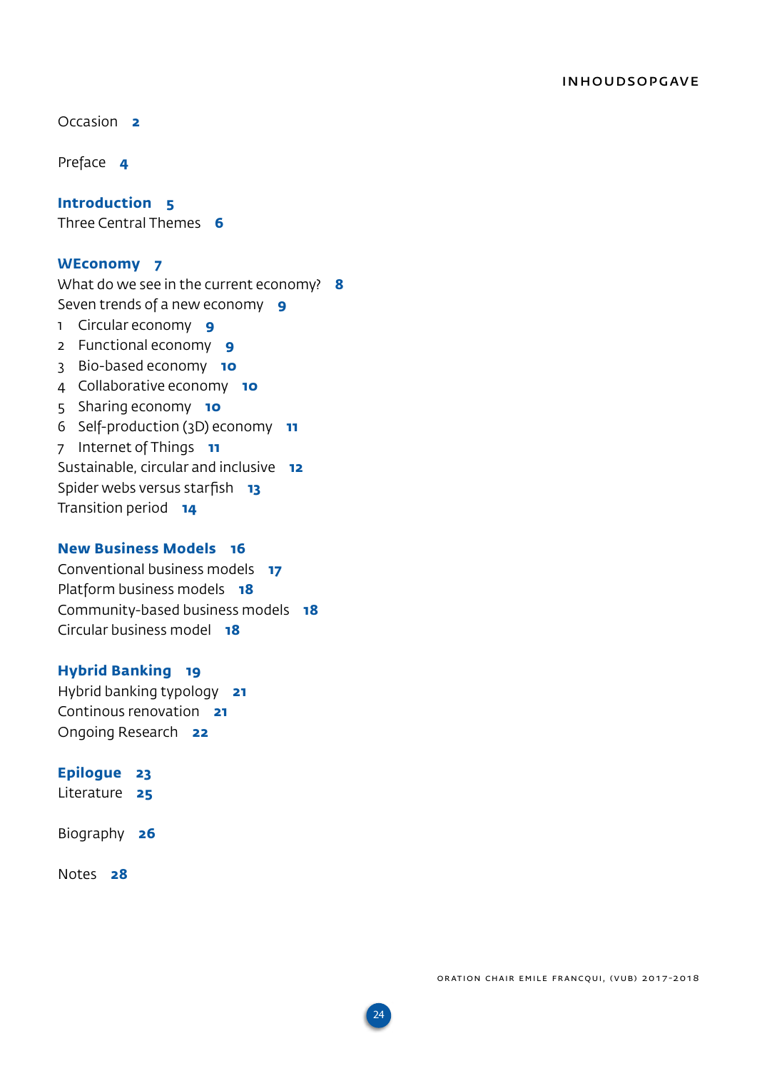# INHOUDSOPGAVE

Occasion **2**

Preface **4**

**Introduction** **5**
Three Central Themes **6**

**WEconomy** **7**
What do we see in the current economy? **8**
Seven trends of a new economy **9**
1 Circular economy **9**
2 Functional economy **9**
3 Bio-based economy **10**
4 Collaborative economy **10**
5 Sharing economy **10**
6 Self-production (3D) economy **11**
7 Internet of Things **11**
Sustainable, circular and inclusive **12**
Spider webs versus starfish **13**
Transition period **14**

**New Business Models** **16**
Conventional business models **17**
Platform business models **18**
Community-based business models **18**
Circular business model **18**

**Hybrid Banking** **19**
Hybrid banking typology **21**
Continous renovation **21**
Ongoing Research **22**

**Epilogue** **23**
Literature **25**

Biography **26**

Notes **28**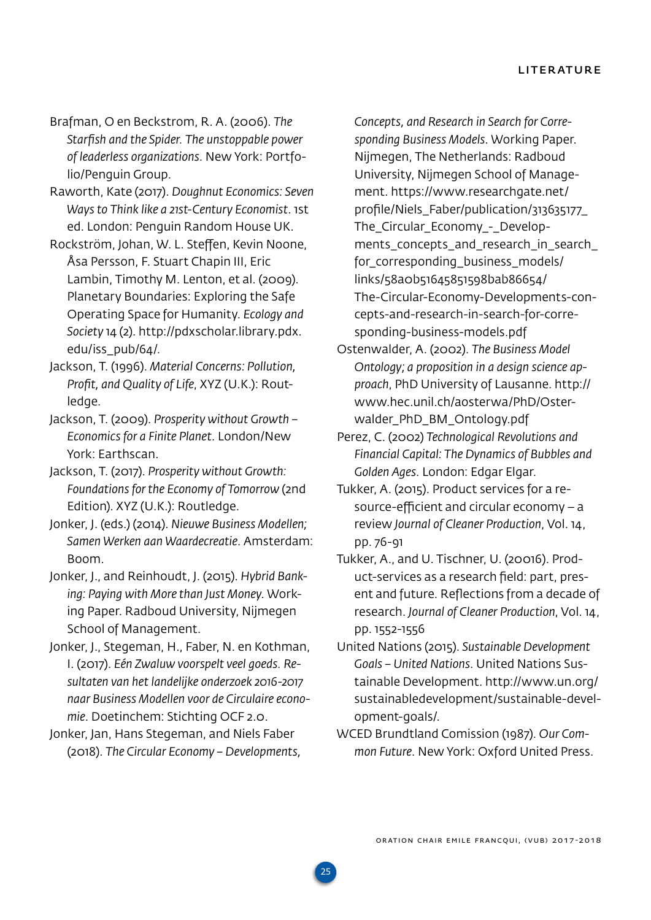Brafman, O en Beckstrom, R. A. (2006). *The Starfish and the Spider. The unstoppable power of leaderless organizations*. New York: Portfolio/Penguin Group.

Raworth, Kate (2017). *Doughnut Economics: Seven Ways to Think like a 21st-Century Economist*. 1st ed. London: Penguin Random House UK.

Rockström, Johan, W. L. Steffen, Kevin Noone, Åsa Persson, F. Stuart Chapin III, Eric Lambin, Timothy M. Lenton, et al. (2009). Planetary Boundaries: Exploring the Safe Operating Space for Humanity. *Ecology and Society* 14 (2). http://pdxscholar.library.pdx.edu/iss_pub/64/.

Jackson, T. (1996). *Material Concerns: Pollution, Profit, and Quality of Life*, XYZ (U.K.): Routledge.

Jackson, T. (2009). *Prosperity without Growth – Economics for a Finite Planet*. London/New York: Earthscan.

Jackson, T. (2017). *Prosperity without Growth: Foundations for the Economy of Tomorrow* (2nd Edition). XYZ (U.K.): Routledge.

Jonker, J. (eds.) (2014). *Nieuwe Business Modellen; Samen Werken aan Waardecreatie*. Amsterdam: Boom.

Jonker, J., and Reinhoudt, J. (2015). *Hybrid Banking: Paying with More than Just Money*. Working Paper. Radboud University, Nijmegen School of Management.

Jonker, J., Stegeman, H., Faber, N. en Kothman, I. (2017). *Eén Zwaluw voorspelt veel goeds. Resultaten van het landelijke onderzoek 2016-2017 naar Business Modellen voor de Circulaire economie*. Doetinchem: Stichting OCF 2.0.

Jonker, Jan, Hans Stegeman, and Niels Faber (2018). *The Circular Economy – Developments, Concepts, and Research in Search for Corresponding Business Models*. Working Paper. Nijmegen, The Netherlands: Radboud University, Nijmegen School of Management. https://www.researchgate.net/profile/Niels_Faber/publication/313635177_The_Circular_Economy_-_Developments_concepts_and_research_in_search_for_corresponding_business_models/links/58a0b51645851598bab86654/The-Circular-Economy-Developments-concepts-and-research-in-search-for-corresponding-business-models.pdf

Ostenwalder, A. (2002). *The Business Model Ontology; a proposition in a design science approach*, PhD University of Lausanne. http://www.hec.unil.ch/aosterwa/PhD/Osterwalder_PhD_BM_Ontology.pdf

Perez, C. (2002) *Technological Revolutions and Financial Capital: The Dynamics of Bubbles and Golden Ages*. London: Edgar Elgar.

Tukker, A. (2015). Product services for a resource-efficient and circular economy – a review *Journal of Cleaner Production*, Vol. 14, pp. 76-91

Tukker, A., and U. Tischner, U. (20016). Product-services as a research field: part, present and future. Reflections from a decade of research. *Journal of Cleaner Production*, Vol. 14, pp. 1552-1556

United Nations (2015). *Sustainable Development Goals – United Nations*. United Nations Sustainable Development. http://www.un.org/sustainabledevelopment/sustainable-development-goals/.

WCED Brundtland Comission (1987). *Our Common Future*. New York: Oxford United Press.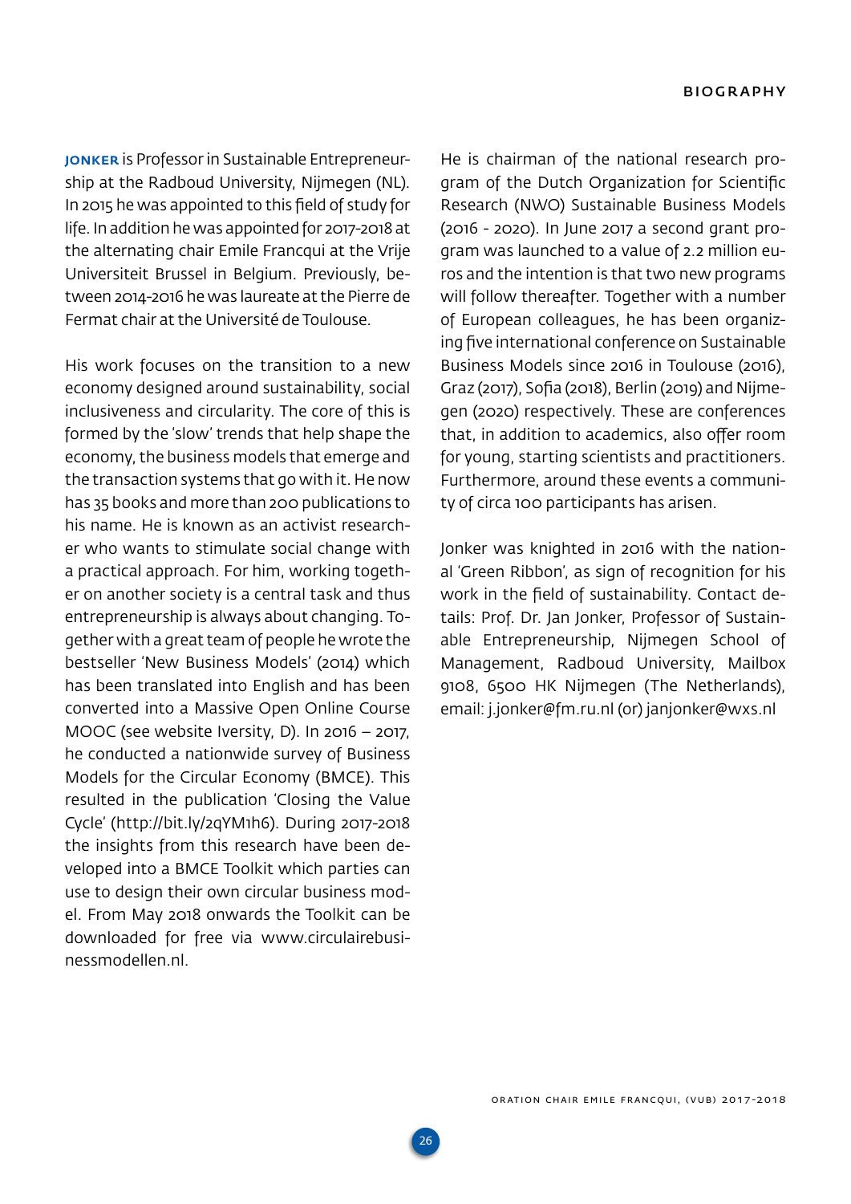**JONKER** is Professor in Sustainable Entrepreneurship at the Radboud University, Nijmegen (NL). In 2015 he was appointed to this field of study for life. In addition he was appointed for 2017-2018 at the alternating chair Emile Francqui at the Vrije Universiteit Brussel in Belgium. Previously, between 2014-2016 he was laureate at the Pierre de Fermat chair at the Université de Toulouse.

His work focuses on the transition to a new economy designed around sustainability, social inclusiveness and circularity. The core of this is formed by the 'slow' trends that help shape the economy, the business models that emerge and the transaction systems that go with it. He now has 35 books and more than 200 publications to his name. He is known as an activist researcher who wants to stimulate social change with a practical approach. For him, working together on another society is a central task and thus entrepreneurship is always about changing. Together with a great team of people he wrote the bestseller 'New Business Models' (2014) which has been translated into English and has been converted into a Massive Open Online Course MOOC (see website Iversity, D). In 2016 – 2017, he conducted a nationwide survey of Business Models for the Circular Economy (BMCE). This resulted in the publication 'Closing the Value Cycle' (http://bit.ly/2qYM1h6). During 2017-2018 the insights from this research have been developed into a BMCE Toolkit which parties can use to design their own circular business model. From May 2018 onwards the Toolkit can be downloaded for free via www.circulairebusinessmodellen.nl.

He is chairman of the national research program of the Dutch Organization for Scientific Research (NWO) Sustainable Business Models (2016 - 2020). In June 2017 a second grant program was launched to a value of 2.2 million euros and the intention is that two new programs will follow thereafter. Together with a number of European colleagues, he has been organizing five international conference on Sustainable Business Models since 2016 in Toulouse (2016), Graz (2017), Sofia (2018), Berlin (2019) and Nijmegen (2020) respectively. These are conferences that, in addition to academics, also offer room for young, starting scientists and practitioners. Furthermore, around these events a community of circa 100 participants has arisen.

Jonker was knighted in 2016 with the national 'Green Ribbon', as sign of recognition for his work in the field of sustainability. Contact details: Prof. Dr. Jan Jonker, Professor of Sustainable Entrepreneurship, Nijmegen School of Management, Radboud University, Mailbox 9108, 6500 HK Nijmegen (The Netherlands), email: j.jonker@fm.ru.nl (or) janjonker@wxs.nl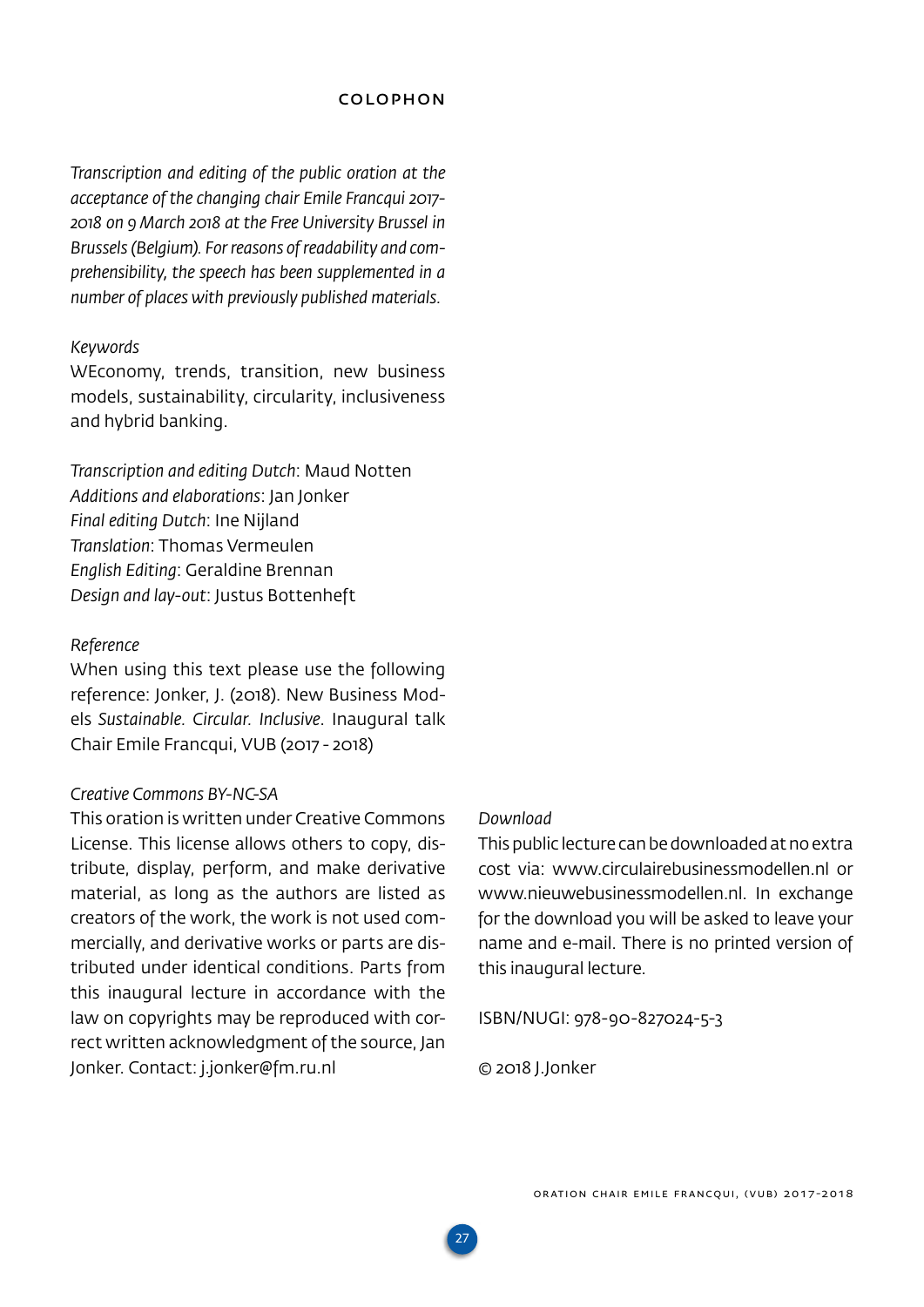## COLOPHON

*Transcription and editing of the public oration at the acceptance of the changing chair Emile Francqui 2017-2018 on 9 March 2018 at the Free University Brussel in Brussels (Belgium). For reasons of readability and comprehensibility, the speech has been supplemented in a number of places with previously published materials.*

*Keywords*
WEconomy, trends, transition, new business models, sustainability, circularity, inclusiveness and hybrid banking.

*Transcription and editing Dutch*: Maud Notten
*Additions and elaborations*: Jan Jonker
*Final editing Dutch*: Ine Nijland
*Translation*: Thomas Vermeulen
*English Editing*: Geraldine Brennan
*Design and lay-out*: Justus Bottenheft

*Reference*
When using this text please use the following reference: Jonker, J. (2018). New Business Models *Sustainable. Circular. Inclusive*. Inaugural talk Chair Emile Francqui, VUB (2017 - 2018)

*Creative Commons BY-NC-SA*
This oration is written under Creative Commons License. This license allows others to copy, distribute, display, perform, and make derivative material, as long as the authors are listed as creators of the work, the work is not used commercially, and derivative works or parts are distributed under identical conditions. Parts from this inaugural lecture in accordance with the law on copyrights may be reproduced with correct written acknowledgment of the source, Jan Jonker. Contact: j.jonker@fm.ru.nl

*Download*
This public lecture can be downloaded at no extra cost via: www.circulairebusinessmodellen.nl or www.nieuwebusinessmodellen.nl. In exchange for the download you will be asked to leave your name and e-mail. There is no printed version of this inaugural lecture.

ISBN/NUGI: 978-90-827024-5-3

© 2018 J.Jonker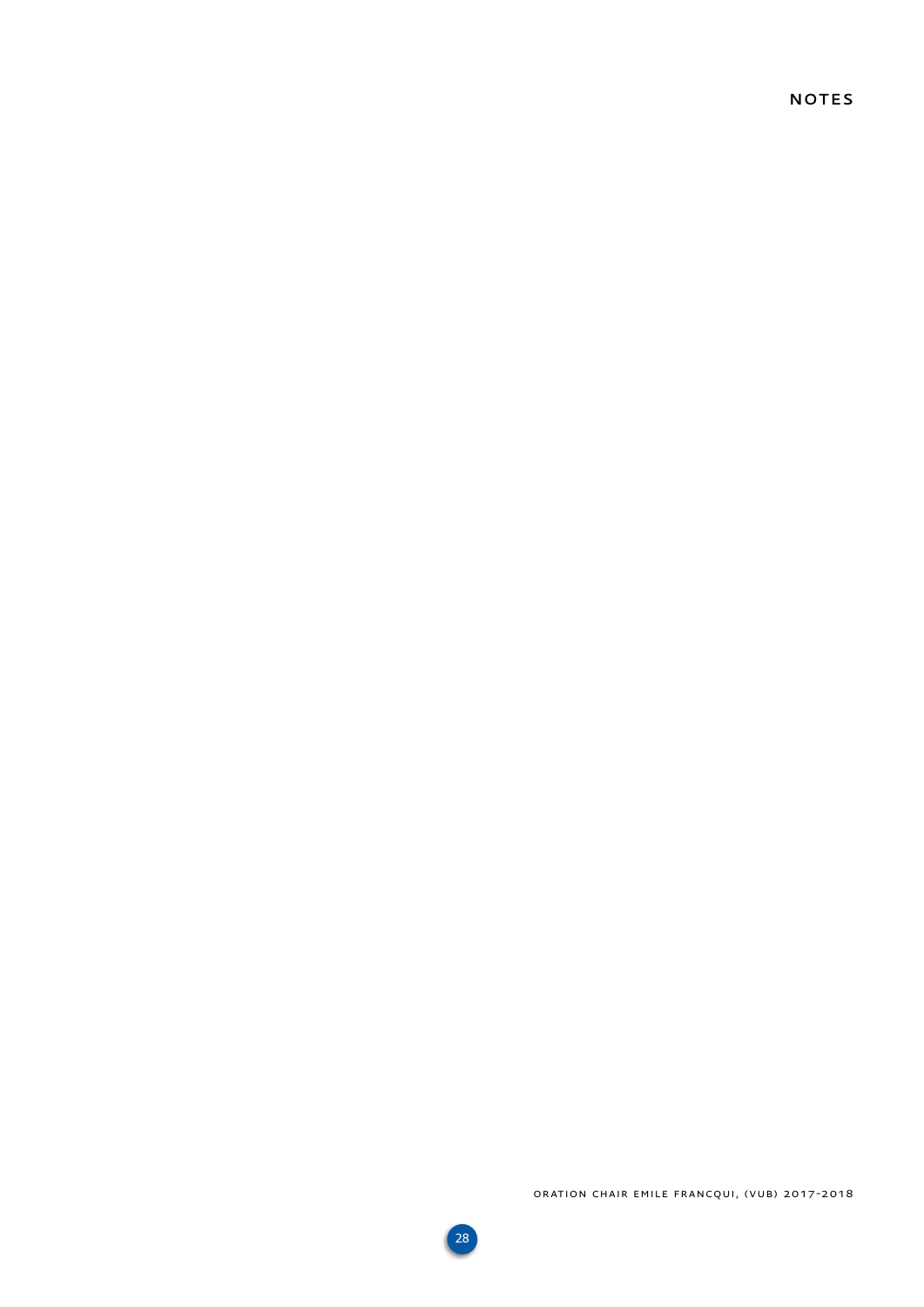# NOTES